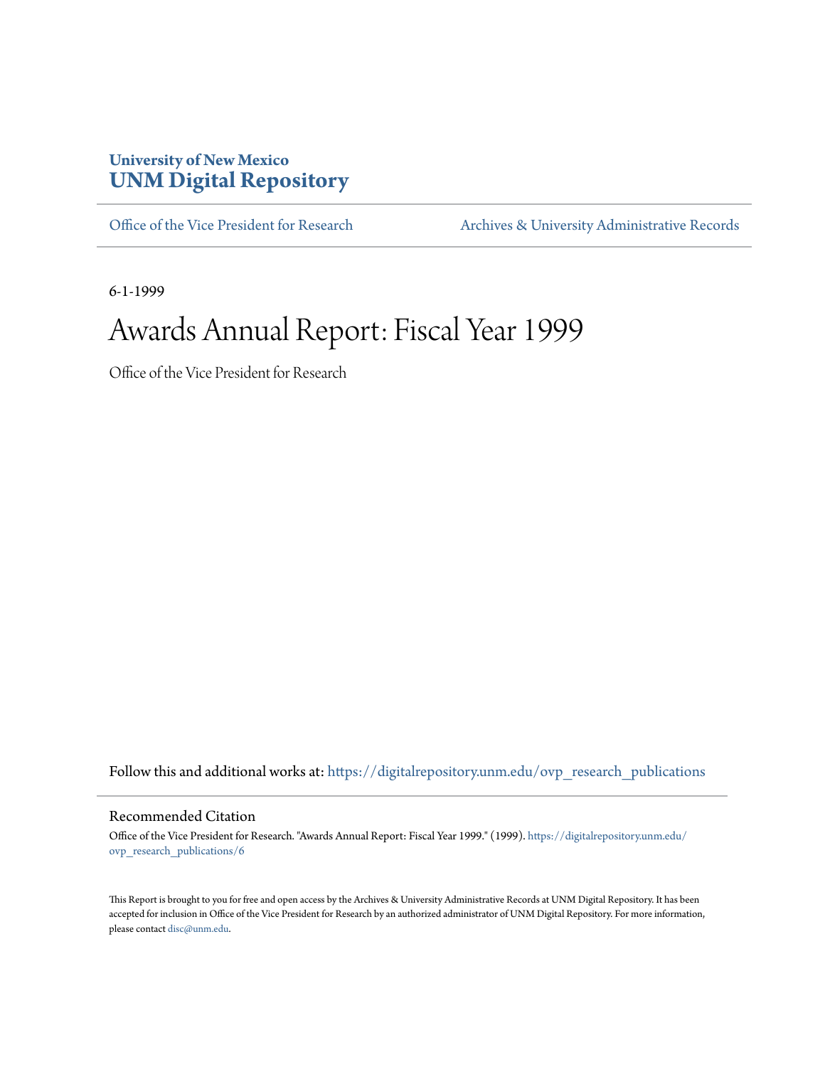University of New Mexico
# UNM Digital Repository

Office of the Vice President for Research | Archives & University Administrative Records

6-1-1999

# Awards Annual Report: Fiscal Year 1999

Office of the Vice President for Research

Follow this and additional works at: https://digitalrepository.unm.edu/ovp_research_publications

## Recommended Citation

Office of the Vice President for Research. "Awards Annual Report: Fiscal Year 1999." (1999). https://digitalrepository.unm.edu/ovp_research_publications/6

This Report is brought to you for free and open access by the Archives & University Administrative Records at UNM Digital Repository. It has been accepted for inclusion in Office of the Vice President for Research by an authorized administrator of UNM Digital Repository. For more information, please contact disc@unm.edu.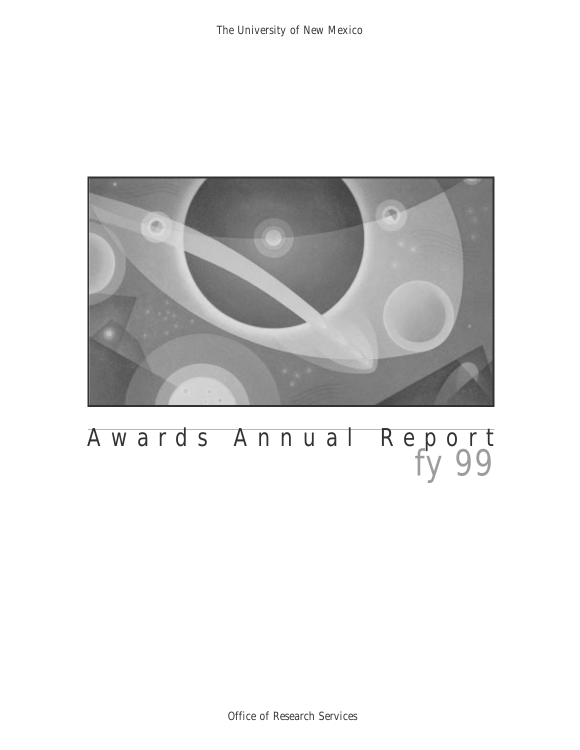The University of New Mexico

# Awards Annual Report fy 99

Office of Research Services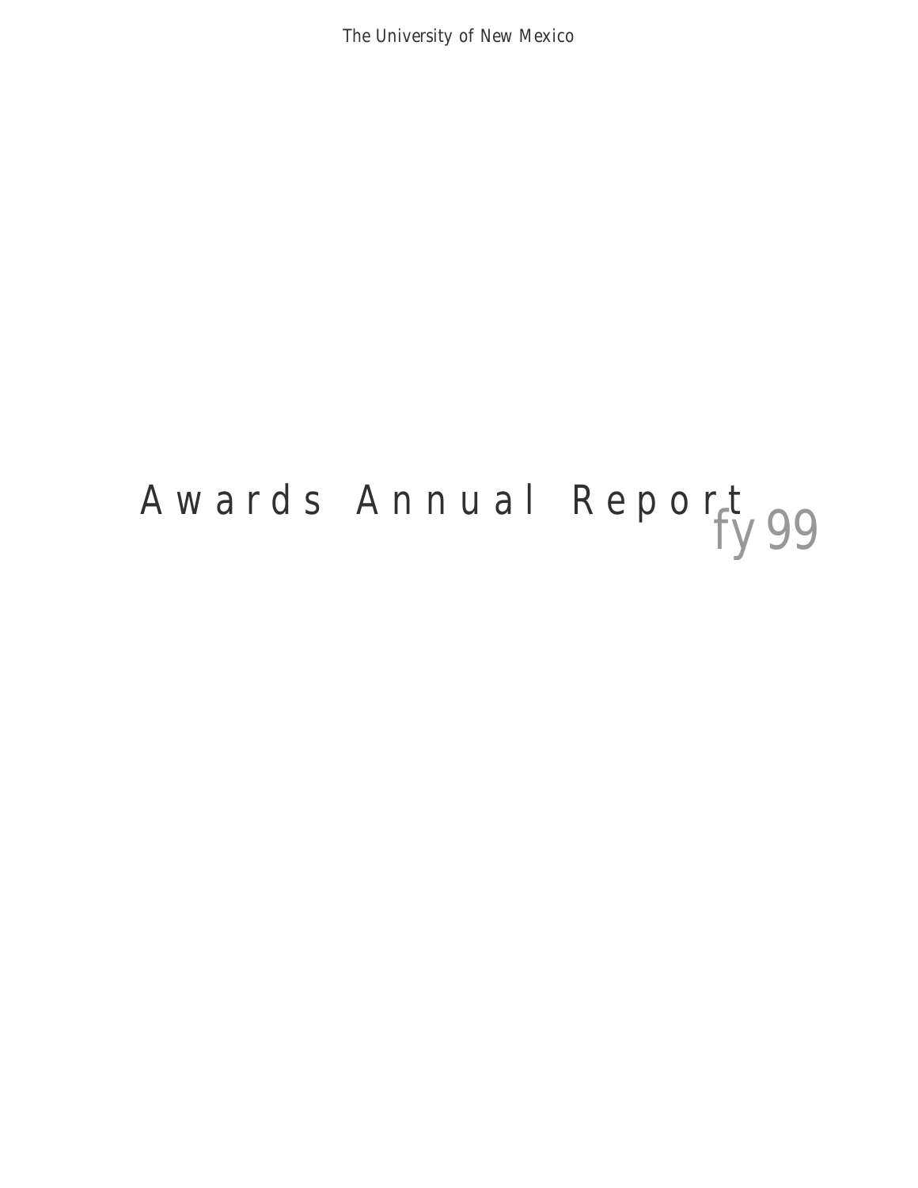The University of New Mexico

# Awards Annual Report fy 99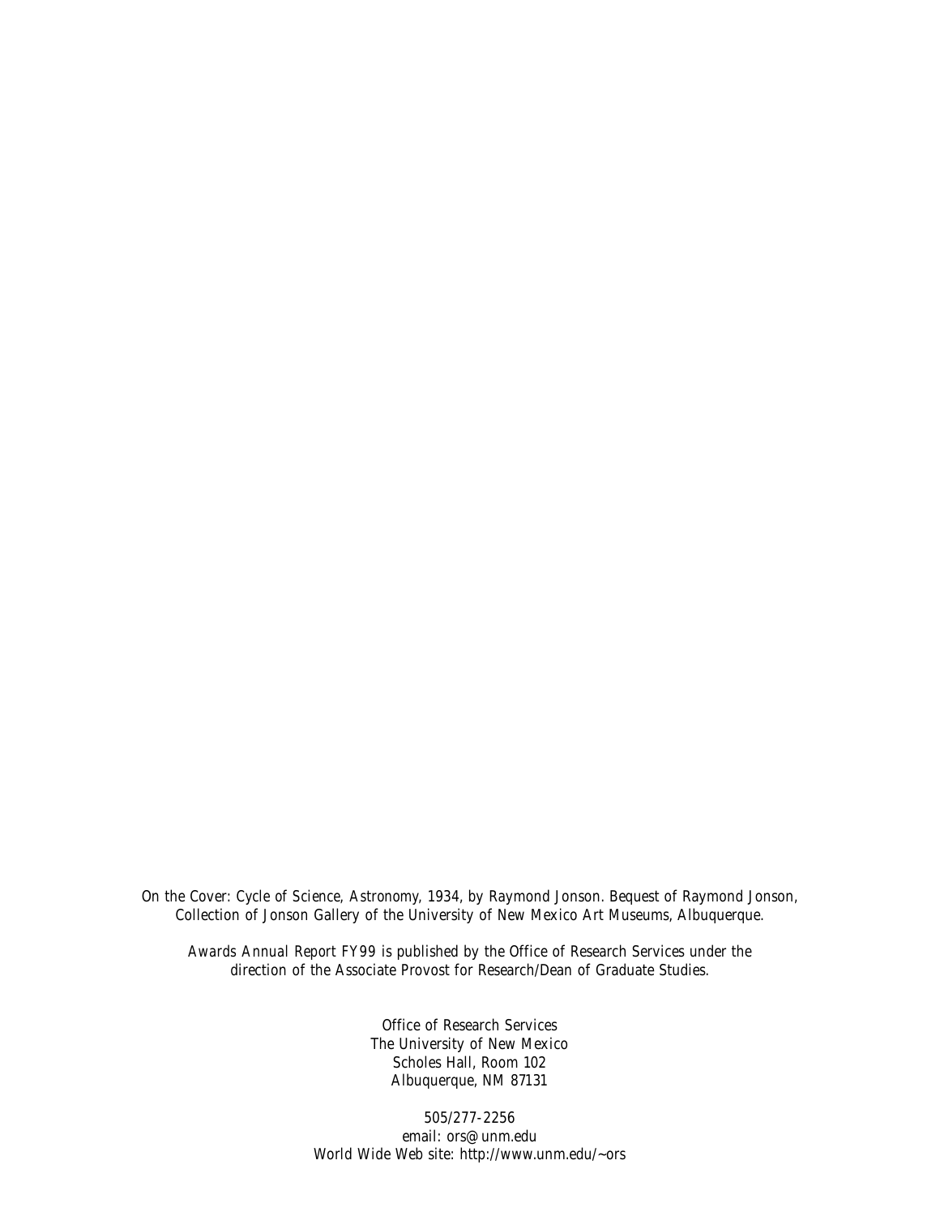*On the Cover: Cycle of Science, Astronomy, 1934, by Raymond Jonson. Bequest of Raymond Jonson, Collection of Jonson Gallery of the University of New Mexico Art Museums, Albuquerque.*

*Awards Annual Report FY99 is published by the Office of Research Services under the direction of the Associate Provost for Research/Dean of Graduate Studies.*

Office of Research Services
The University of New Mexico
Scholes Hall, Room 102
Albuquerque, NM 87131

505/277-2256
email: ors@unm.edu
World Wide Web site: http://www.unm.edu/~ors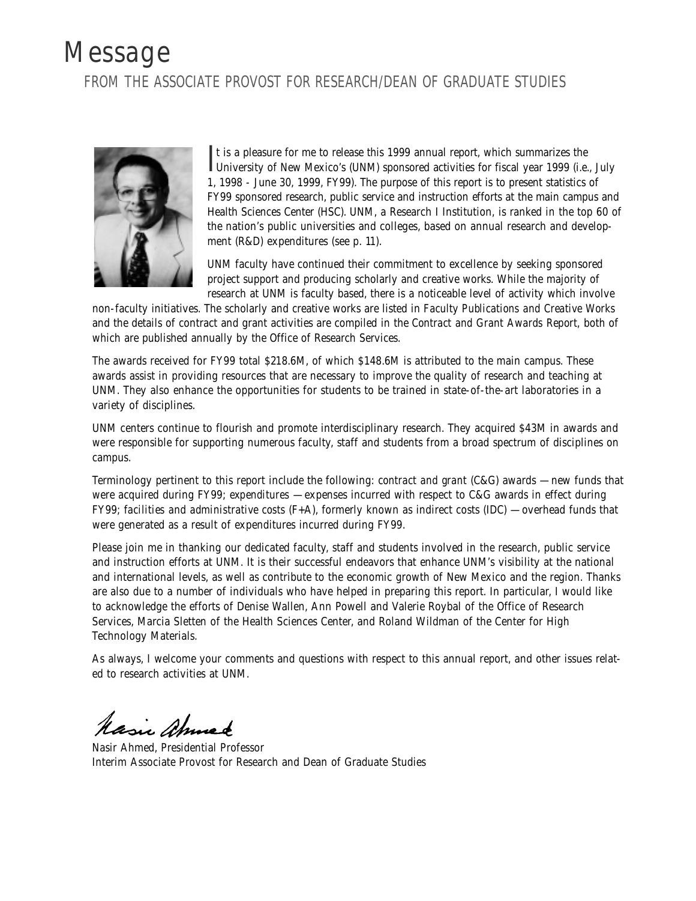# Message

## FROM THE ASSOCIATE PROVOST FOR RESEARCH/DEAN OF GRADUATE STUDIES

It is a pleasure for me to release this 1999 annual report, which summarizes the University of New Mexico's (UNM) sponsored activities for fiscal year 1999 (i.e., July 1, 1998 - June 30, 1999, FY99). The purpose of this report is to present statistics of FY99 sponsored research, public service and instruction efforts at the main campus and Health Sciences Center (HSC). UNM, a Research I Institution, is ranked in the top 60 of the nation's public universities and colleges, based on annual research and development (R&D) expenditures (see p. 11).

UNM faculty have continued their commitment to excellence by seeking sponsored project support and producing scholarly and creative works. While the majority of research at UNM is faculty based, there is a noticeable level of activity which involve non-faculty initiatives. The scholarly and creative works are listed in *Faculty Publications and Creative Works* and the details of contract and grant activities are compiled in the *Contract and Grant Awards Report*, both of which are published annually by the Office of Research Services.

The awards received for FY99 total $218.6M, of which $148.6M is attributed to the main campus. These awards assist in providing resources that are necessary to improve the quality of research and teaching at UNM. They also enhance the opportunities for students to be trained in state-of-the-art laboratories in a variety of disciplines.

UNM centers continue to flourish and promote interdisciplinary research. They acquired $43M in awards and were responsible for supporting numerous faculty, staff and students from a broad spectrum of disciplines on campus.

Terminology pertinent to this report include the following: *contract and grant* (C&G) *awards* — new funds that were acquired during FY99; *expenditures* — expenses incurred with respect to C&G awards in effect during FY99; *facilities and administrative costs* (F+A), formerly known as indirect costs (IDC) — overhead funds that were generated as a result of expenditures incurred during FY99.

Please join me in thanking our dedicated faculty, staff and students involved in the research, public service and instruction efforts at UNM. It is their successful endeavors that enhance UNM's visibility at the national and international levels, as well as contribute to the economic growth of New Mexico and the region. Thanks are also due to a number of individuals who have helped in preparing this report. In particular, I would like to acknowledge the efforts of Denise Wallen, Ann Powell and Valerie Roybal of the Office of Research Services, Marcia Sletten of the Health Sciences Center, and Roland Wildman of the Center for High Technology Materials.

As always, I welcome your comments and questions with respect to this annual report, and other issues related to research activities at UNM.

Nasir Ahmed, Presidential Professor
Interim Associate Provost for Research and Dean of Graduate Studies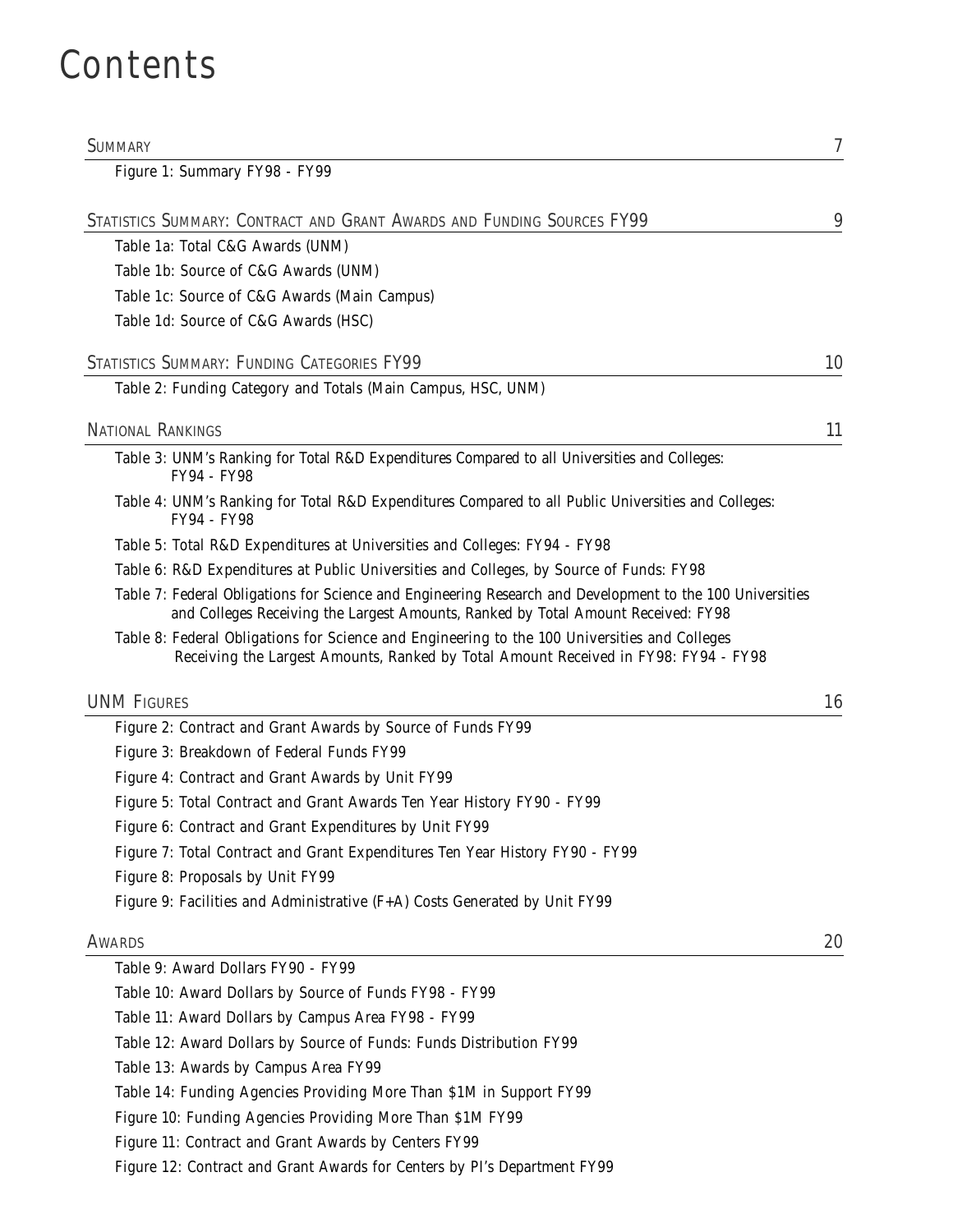# Contents

| | |
|---|---|
| SUMMARY | 7 |
| Figure 1: Summary FY98 - FY99 | |
| STATISTICS SUMMARY: CONTRACT AND GRANT AWARDS AND FUNDING SOURCES FY99 | 9 |
| Table 1a: Total C&G Awards (UNM) | |
| Table 1b: Source of C&G Awards (UNM) | |
| Table 1c: Source of C&G Awards (Main Campus) | |
| Table 1d: Source of C&G Awards (HSC) | |
| STATISTICS SUMMARY: FUNDING CATEGORIES FY99 | 10 |
| Table 2: Funding Category and Totals (Main Campus, HSC, UNM) | |
| NATIONAL RANKINGS | 11 |
| Table 3: UNM's Ranking for Total R&D Expenditures Compared to all Universities and Colleges: FY94 - FY98 | |
| Table 4: UNM's Ranking for Total R&D Expenditures Compared to all Public Universities and Colleges: FY94 - FY98 | |
| Table 5: Total R&D Expenditures at Universities and Colleges: FY94 - FY98 | |
| Table 6: R&D Expenditures at Public Universities and Colleges, by Source of Funds: FY98 | |
| Table 7: Federal Obligations for Science and Engineering Research and Development to the 100 Universities and Colleges Receiving the Largest Amounts, Ranked by Total Amount Received: FY98 | |
| Table 8: Federal Obligations for Science and Engineering to the 100 Universities and Colleges Receiving the Largest Amounts, Ranked by Total Amount Received in FY98: FY94 - FY98 | |
| UNM FIGURES | 16 |
| Figure 2: Contract and Grant Awards by Source of Funds FY99 | |
| Figure 3: Breakdown of Federal Funds FY99 | |
| Figure 4: Contract and Grant Awards by Unit FY99 | |
| Figure 5: Total Contract and Grant Awards Ten Year History FY90 - FY99 | |
| Figure 6: Contract and Grant Expenditures by Unit FY99 | |
| Figure 7: Total Contract and Grant Expenditures Ten Year History FY90 - FY99 | |
| Figure 8: Proposals by Unit FY99 | |
| Figure 9: Facilities and Administrative (F+A) Costs Generated by Unit FY99 | |
| AWARDS | 20 |
| Table 9: Award Dollars FY90 - FY99 | |
| Table 10: Award Dollars by Source of Funds FY98 - FY99 | |
| Table 11: Award Dollars by Campus Area FY98 - FY99 | |
| Table 12: Award Dollars by Source of Funds: Funds Distribution FY99 | |
| Table 13: Awards by Campus Area FY99 | |
| Table 14: Funding Agencies Providing More Than $1M in Support FY99 | |
| Figure 10: Funding Agencies Providing More Than $1M FY99 | |
| Figure 11: Contract and Grant Awards by Centers FY99 | |
| Figure 12: Contract and Grant Awards for Centers by PI's Department FY99 | |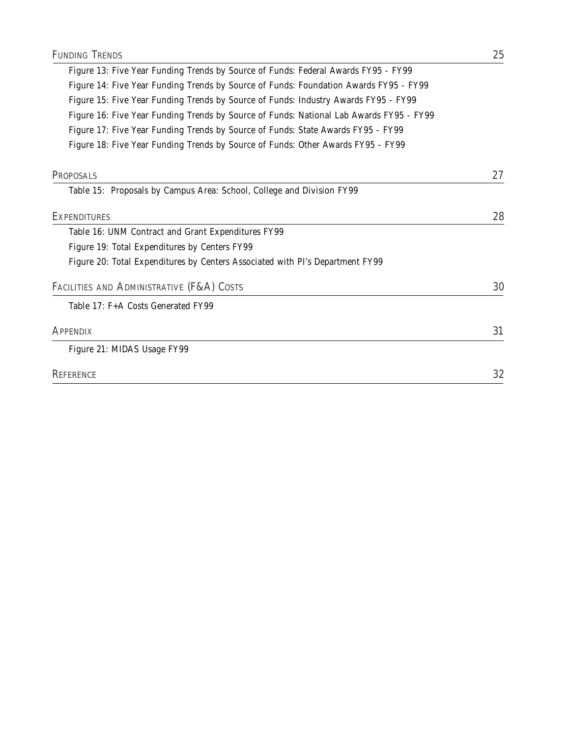Funding Trends 25

Figure 13: Five Year Funding Trends by Source of Funds: Federal Awards FY95 - FY99

Figure 14: Five Year Funding Trends by Source of Funds: Foundation Awards FY95 - FY99

Figure 15: Five Year Funding Trends by Source of Funds: Industry Awards FY95 - FY99

Figure 16: Five Year Funding Trends by Source of Funds: National Lab Awards FY95 - FY99

Figure 17: Five Year Funding Trends by Source of Funds: State Awards FY95 - FY99

Figure 18: Five Year Funding Trends by Source of Funds: Other Awards FY95 - FY99

Proposals 27

Table 15: Proposals by Campus Area: School, College and Division FY99

Expenditures 28

Table 16: UNM Contract and Grant Expenditures FY99

Figure 19: Total Expenditures by Centers FY99

Figure 20: Total Expenditures by Centers Associated with PI's Department FY99

Facilities and Administrative (F&A) Costs 30

Table 17: F+A Costs Generated FY99

Appendix 31

Figure 21: MIDAS Usage FY99

Reference 32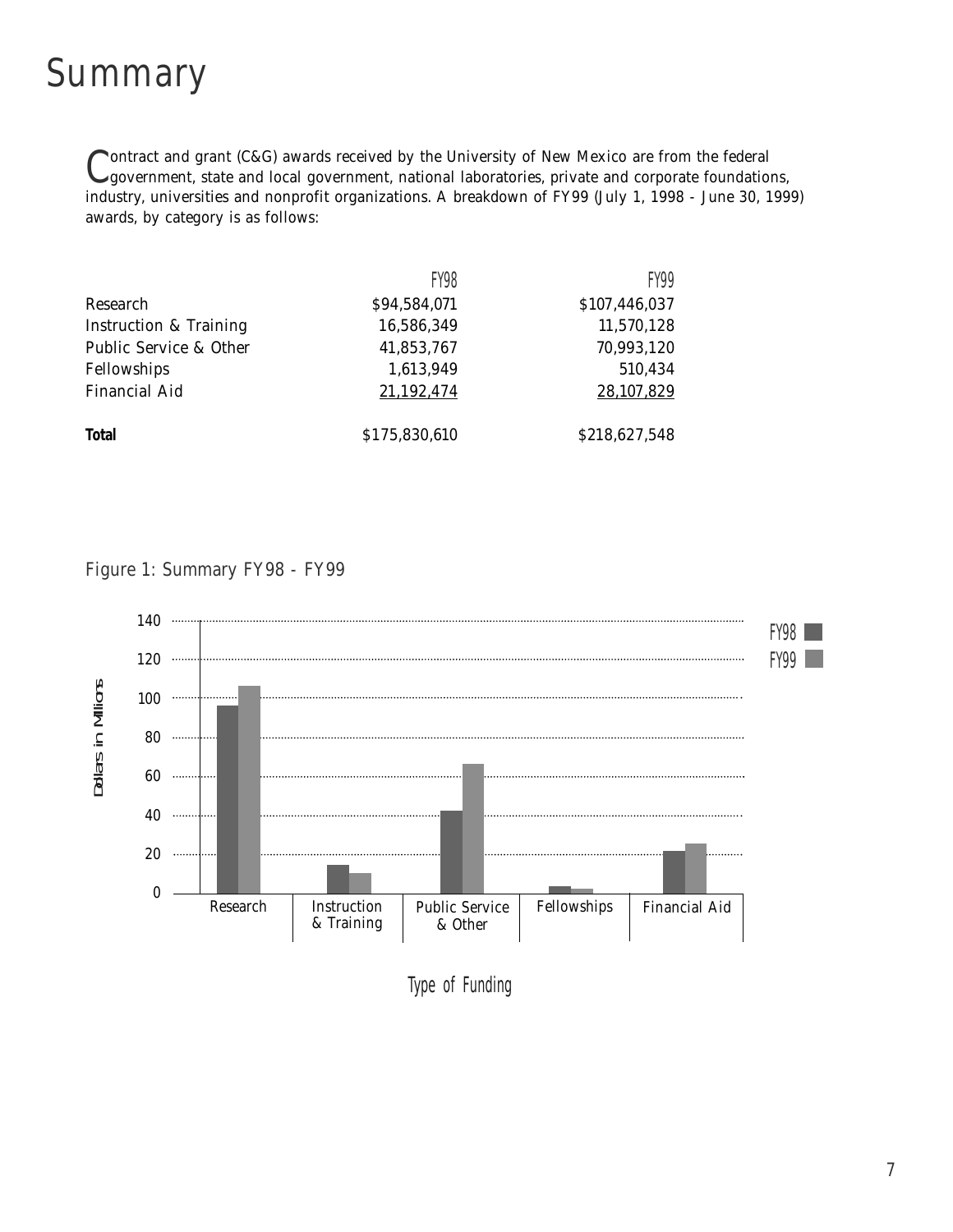# Summary

Contract and grant (C&G) awards received by the University of New Mexico are from the federal government, state and local government, national laboratories, private and corporate foundations, industry, universities and nonprofit organizations. A breakdown of FY99 (July 1, 1998 - June 30, 1999) awards, by category is as follows:

| | FY98 | FY99 |
|---|---|---|
| Research | $94,584,071 | $107,446,037 |
| Instruction & Training | 16,586,349 | 11,570,128 |
| Public Service & Other | 41,853,767 | 70,993,120 |
| Fellowships | 1,613,949 | 510,434 |
| Financial Aid | 21,192,474 | 28,107,829 |
| **Total** | $175,830,610 | $218,627,548 |

Figure 1: Summary FY98 - FY99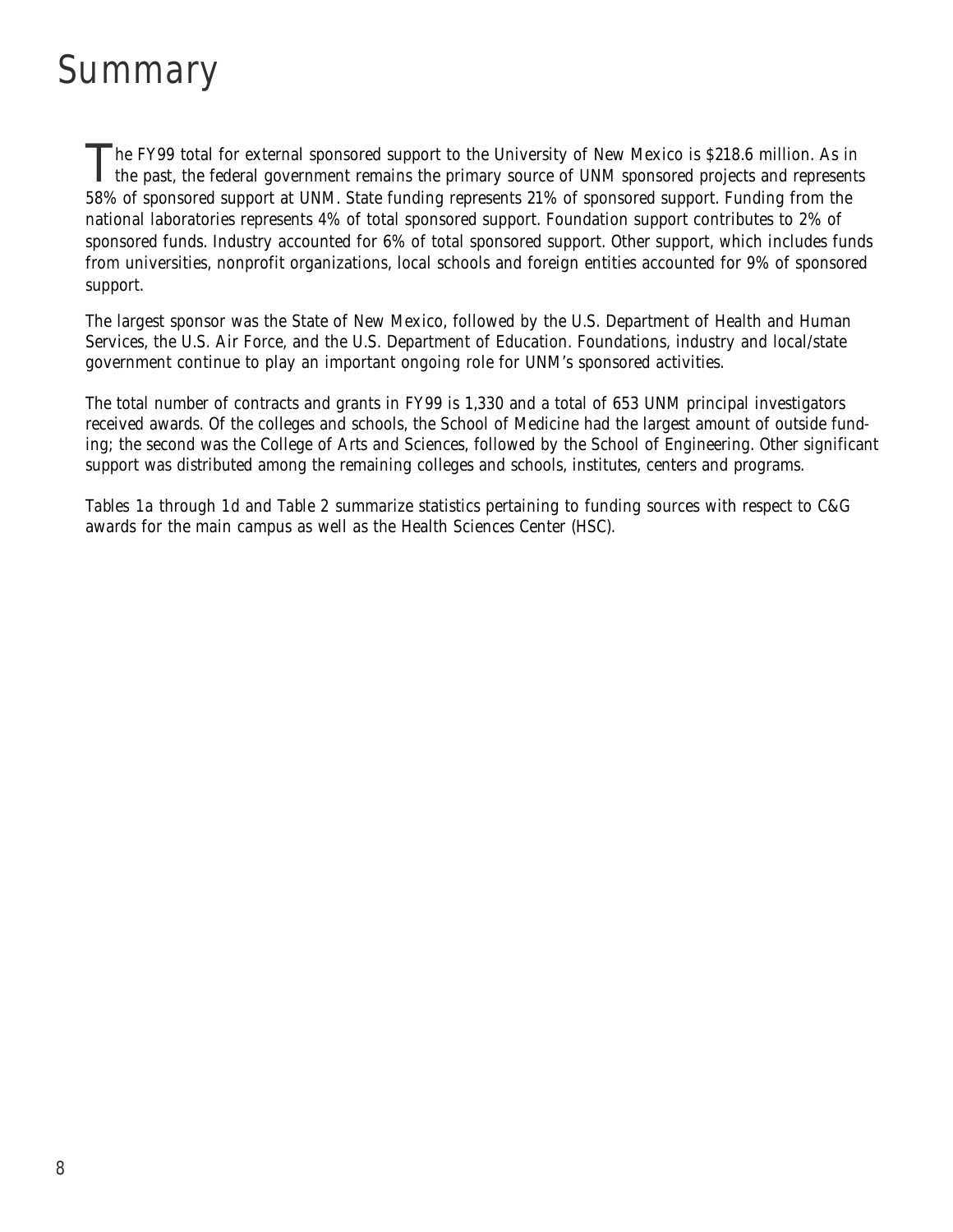# Summary

The FY99 total for external sponsored support to the University of New Mexico is $218.6 million. As in the past, the federal government remains the primary source of UNM sponsored projects and represents 58% of sponsored support at UNM. State funding represents 21% of sponsored support. Funding from the national laboratories represents 4% of total sponsored support. Foundation support contributes to 2% of sponsored funds. Industry accounted for 6% of total sponsored support. Other support, which includes funds from universities, nonprofit organizations, local schools and foreign entities accounted for 9% of sponsored support.

The largest sponsor was the State of New Mexico, followed by the U.S. Department of Health and Human Services, the U.S. Air Force, and the U.S. Department of Education. Foundations, industry and local/state government continue to play an important ongoing role for UNM's sponsored activities.

The total number of contracts and grants in FY99 is 1,330 and a total of 653 UNM principal investigators received awards. Of the colleges and schools, the School of Medicine had the largest amount of outside funding; the second was the College of Arts and Sciences, followed by the School of Engineering. Other significant support was distributed among the remaining colleges and schools, institutes, centers and programs.

Tables 1a through 1d and Table 2 summarize statistics pertaining to funding sources with respect to C&G awards for the main campus as well as the Health Sciences Center (HSC).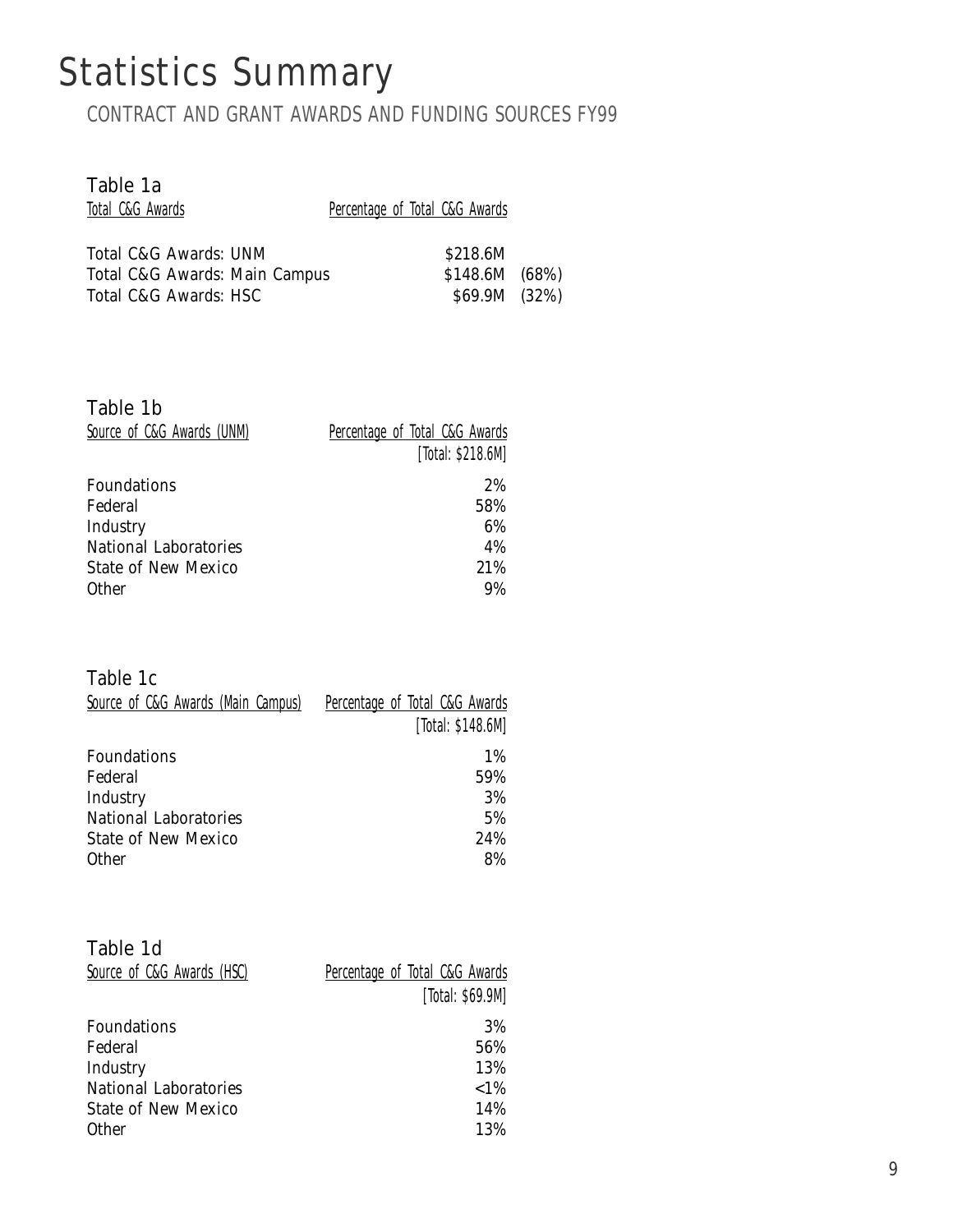# Statistics Summary

## CONTRACT AND GRANT AWARDS AND FUNDING SOURCES FY99

### Table 1a

| Total C&G Awards | Percentage of Total C&G Awards | |
|---|---|---|
| Total C&G Awards: UNM | \$218.6M | |
| Total C&G Awards: Main Campus | \$148.6M | (68%) |
| Total C&G Awards: HSC | \$69.9M | (32%) |

### Table 1b

| Source of C&G Awards (UNM) | Percentage of Total C&G Awards [Total: \$218.6M] |
|---|---|
| Foundations | 2% |
| Federal | 58% |
| Industry | 6% |
| National Laboratories | 4% |
| State of New Mexico | 21% |
| Other | 9% |

### Table 1c

| Source of C&G Awards (Main Campus) | Percentage of Total C&G Awards [Total: \$148.6M] |
|---|---|
| Foundations | 1% |
| Federal | 59% |
| Industry | 3% |
| National Laboratories | 5% |
| State of New Mexico | 24% |
| Other | 8% |

### Table 1d

| Source of C&G Awards (HSC) | Percentage of Total C&G Awards [Total: \$69.9M] |
|---|---|
| Foundations | 3% |
| Federal | 56% |
| Industry | 13% |
| National Laboratories | <1% |
| State of New Mexico | 14% |
| Other | 13% |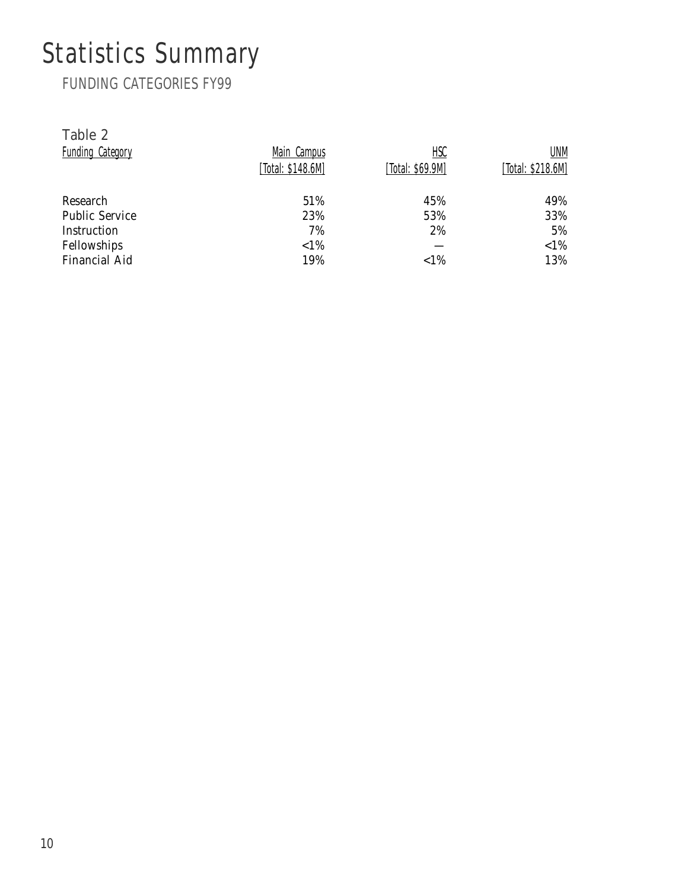# Statistics Summary

## FUNDING CATEGORIES FY99

Table 2

| Funding Category | Main Campus [Total: $148.6M] | HSC [Total: $69.9M] | UNM [Total: $218.6M] |
|---|---|---|---|
| Research | 51% | 45% | 49% |
| Public Service | 23% | 53% | 33% |
| Instruction | 7% | 2% | 5% |
| Fellowships | <1% | — | <1% |
| Financial Aid | 19% | <1% | 13% |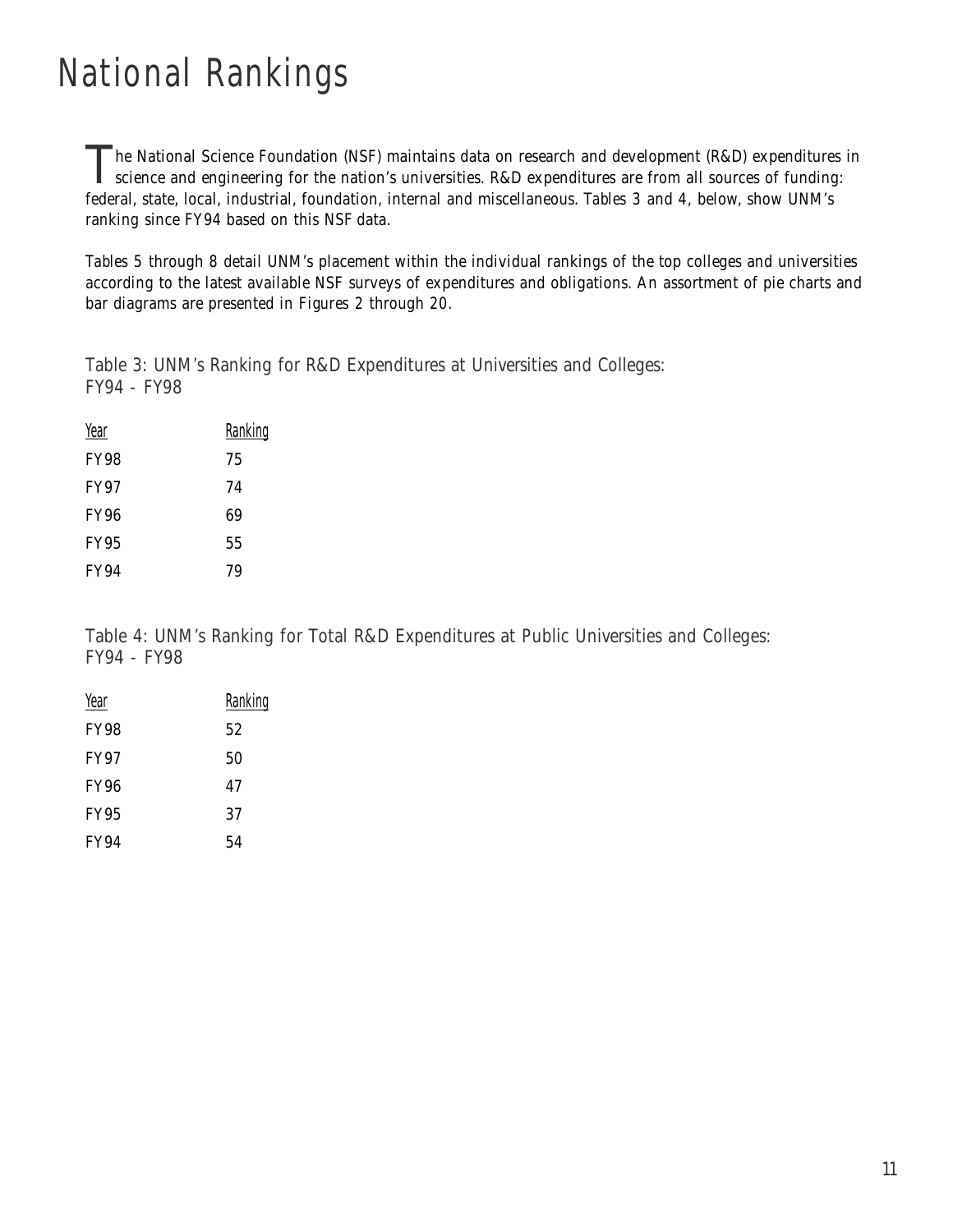# National Rankings

The National Science Foundation (NSF) maintains data on research and development (R&D) expenditures in science and engineering for the nation's universities. R&D expenditures are from all sources of funding: federal, state, local, industrial, foundation, internal and miscellaneous. Tables 3 and 4, below, show UNM's ranking since FY94 based on this NSF data.

Tables 5 through 8 detail UNM's placement within the individual rankings of the top colleges and universities according to the latest available NSF surveys of expenditures and obligations. An assortment of pie charts and bar diagrams are presented in Figures 2 through 20.

Table 3: UNM's Ranking for R&D Expenditures at Universities and Colleges: FY94 - FY98

| Year | Ranking |
|---|---|
| FY98 | 75 |
| FY97 | 74 |
| FY96 | 69 |
| FY95 | 55 |
| FY94 | 79 |

Table 4: UNM's Ranking for Total R&D Expenditures at Public Universities and Colleges: FY94 - FY98

| Year | Ranking |
|---|---|
| FY98 | 52 |
| FY97 | 50 |
| FY96 | 47 |
| FY95 | 37 |
| FY94 | 54 |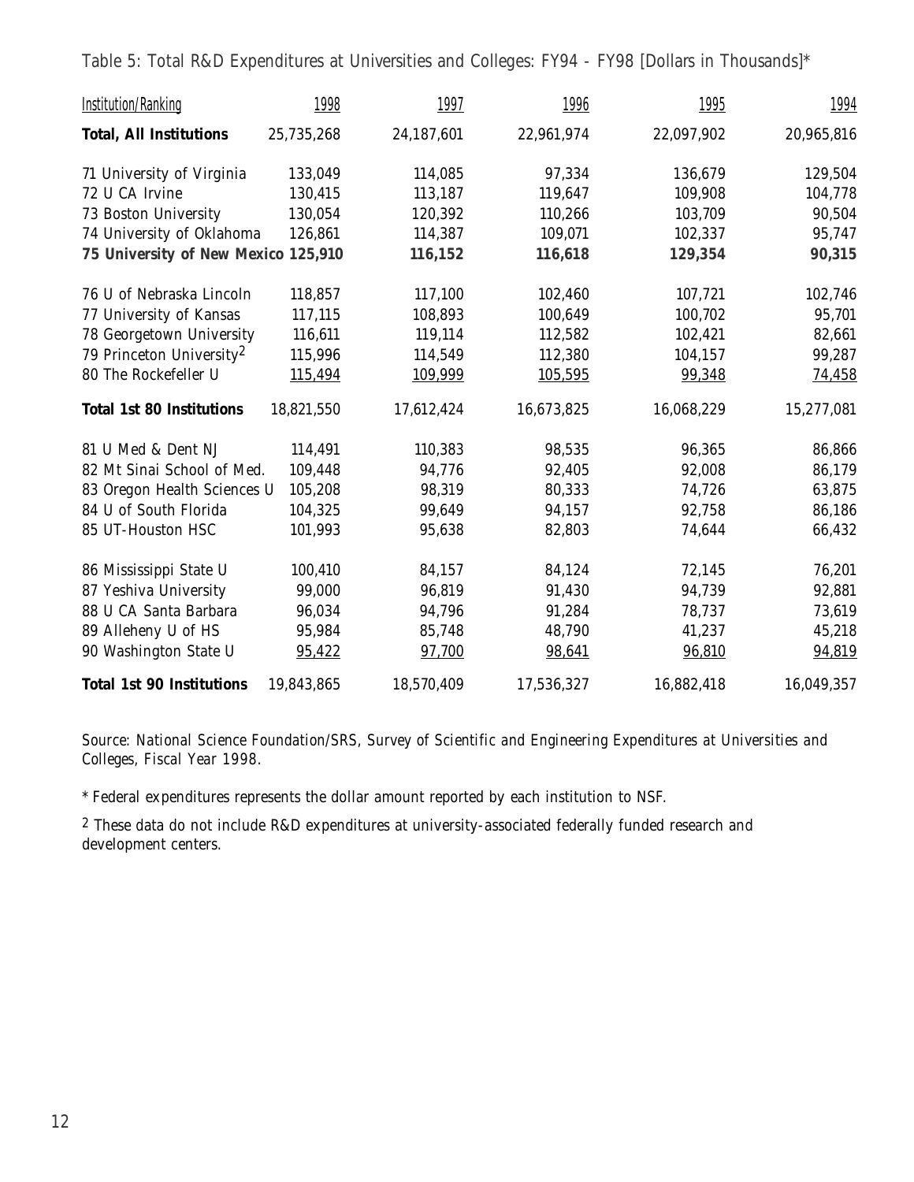Table 5: Total R&D Expenditures at Universities and Colleges: FY94 - FY98 [Dollars in Thousands]*

| Institution/Ranking | 1998 | 1997 | 1996 | 1995 | 1994 |
|---|---|---|---|---|---|
| **Total, All Institutions** | 25,735,268 | 24,187,601 | 22,961,974 | 22,097,902 | 20,965,816 |
| 71 University of Virginia | 133,049 | 114,085 | 97,334 | 136,679 | 129,504 |
| 72 U CA Irvine | 130,415 | 113,187 | 119,647 | 109,908 | 104,778 |
| 73 Boston University | 130,054 | 120,392 | 110,266 | 103,709 | 90,504 |
| 74 University of Oklahoma | 126,861 | 114,387 | 109,071 | 102,337 | 95,747 |
| **75 University of New Mexico** | **125,910** | **116,152** | **116,618** | **129,354** | **90,315** |
| 76 U of Nebraska Lincoln | 118,857 | 117,100 | 102,460 | 107,721 | 102,746 |
| 77 University of Kansas | 117,115 | 108,893 | 100,649 | 100,702 | 95,701 |
| 78 Georgetown University | 116,611 | 119,114 | 112,582 | 102,421 | 82,661 |
| 79 Princeton University[2] | 115,996 | 114,549 | 112,380 | 104,157 | 99,287 |
| 80 The Rockefeller U | 115,494 | 109,999 | 105,595 | 99,348 | 74,458 |
| **Total 1st 80 Institutions** | 18,821,550 | 17,612,424 | 16,673,825 | 16,068,229 | 15,277,081 |
| 81 U Med & Dent NJ | 114,491 | 110,383 | 98,535 | 96,365 | 86,866 |
| 82 Mt Sinai School of Med. | 109,448 | 94,776 | 92,405 | 92,008 | 86,179 |
| 83 Oregon Health Sciences U | 105,208 | 98,319 | 80,333 | 74,726 | 63,875 |
| 84 U of South Florida | 104,325 | 99,649 | 94,157 | 92,758 | 86,186 |
| 85 UT-Houston HSC | 101,993 | 95,638 | 82,803 | 74,644 | 66,432 |
| 86 Mississippi State U | 100,410 | 84,157 | 84,124 | 72,145 | 76,201 |
| 87 Yeshiva University | 99,000 | 96,819 | 91,430 | 94,739 | 92,881 |
| 88 U CA Santa Barbara | 96,034 | 94,796 | 91,284 | 78,737 | 73,619 |
| 89 Alleheny U of HS | 95,984 | 85,748 | 48,790 | 41,237 | 45,218 |
| 90 Washington State U | 95,422 | 97,700 | 98,641 | 96,810 | 94,819 |
| **Total 1st 90 Institutions** | 19,843,865 | 18,570,409 | 17,536,327 | 16,882,418 | 16,049,357 |

*Source: National Science Foundation/SRS, Survey of Scientific and Engineering Expenditures at Universities and Colleges, Fiscal Year 1998.*

* Federal expenditures represents the dollar amount reported by each institution to NSF.

[2] These data do not include R&D expenditures at university-associated federally funded research and development centers.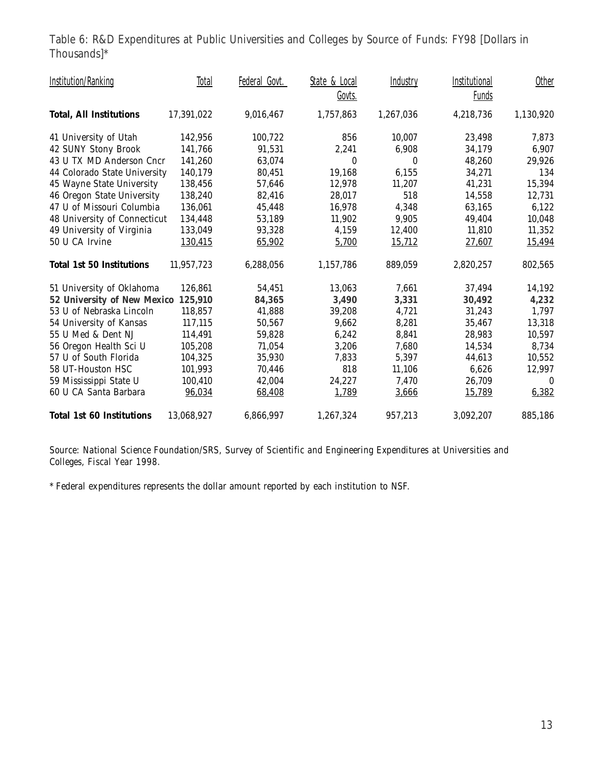Table 6: R&D Expenditures at Public Universities and Colleges by Source of Funds: FY98 [Dollars in Thousands]*

| Institution/Ranking | Total | Federal Govt. | State & Local Govts. | Industry | Institutional Funds | Other |
|---|---|---|---|---|---|---|
| **Total, All Institutions** | 17,391,022 | 9,016,467 | 1,757,863 | 1,267,036 | 4,218,736 | 1,130,920 |
| 41 University of Utah | 142,956 | 100,722 | 856 | 10,007 | 23,498 | 7,873 |
| 42 SUNY Stony Brook | 141,766 | 91,531 | 2,241 | 6,908 | 34,179 | 6,907 |
| 43 U TX MD Anderson Cncr | 141,260 | 63,074 | 0 | 0 | 48,260 | 29,926 |
| 44 Colorado State University | 140,179 | 80,451 | 19,168 | 6,155 | 34,271 | 134 |
| 45 Wayne State University | 138,456 | 57,646 | 12,978 | 11,207 | 41,231 | 15,394 |
| 46 Oregon State University | 138,240 | 82,416 | 28,017 | 518 | 14,558 | 12,731 |
| 47 U of Missouri Columbia | 136,061 | 45,448 | 16,978 | 4,348 | 63,165 | 6,122 |
| 48 University of Connecticut | 134,448 | 53,189 | 11,902 | 9,905 | 49,404 | 10,048 |
| 49 University of Virginia | 133,049 | 93,328 | 4,159 | 12,400 | 11,810 | 11,352 |
| 50 U CA Irvine | 130,415 | 65,902 | 5,700 | 15,712 | 27,607 | 15,494 |
| **Total 1st 50 Institutions** | 11,957,723 | 6,288,056 | 1,157,786 | 889,059 | 2,820,257 | 802,565 |
| 51 University of Oklahoma | 126,861 | 54,451 | 13,063 | 7,661 | 37,494 | 14,192 |
| **52 University of New Mexico** | **125,910** | **84,365** | **3,490** | **3,331** | **30,492** | **4,232** |
| 53 U of Nebraska Lincoln | 118,857 | 41,888 | 39,208 | 4,721 | 31,243 | 1,797 |
| 54 University of Kansas | 117,115 | 50,567 | 9,662 | 8,281 | 35,467 | 13,318 |
| 55 U Med & Dent NJ | 114,491 | 59,828 | 6,242 | 8,841 | 28,983 | 10,597 |
| 56 Oregon Health Sci U | 105,208 | 71,054 | 3,206 | 7,680 | 14,534 | 8,734 |
| 57 U of South Florida | 104,325 | 35,930 | 7,833 | 5,397 | 44,613 | 10,552 |
| 58 UT-Houston HSC | 101,993 | 70,446 | 818 | 11,106 | 6,626 | 12,997 |
| 59 Mississippi State U | 100,410 | 42,004 | 24,227 | 7,470 | 26,709 | 0 |
| 60 U CA Santa Barbara | 96,034 | 68,408 | 1,789 | 3,666 | 15,789 | 6,382 |
| **Total 1st 60 Institutions** | 13,068,927 | 6,866,997 | 1,267,324 | 957,213 | 3,092,207 | 885,186 |

*Source: National Science Foundation/SRS, Survey of Scientific and Engineering Expenditures at Universities and Colleges, Fiscal Year 1998.*

* Federal expenditures represents the dollar amount reported by each institution to NSF.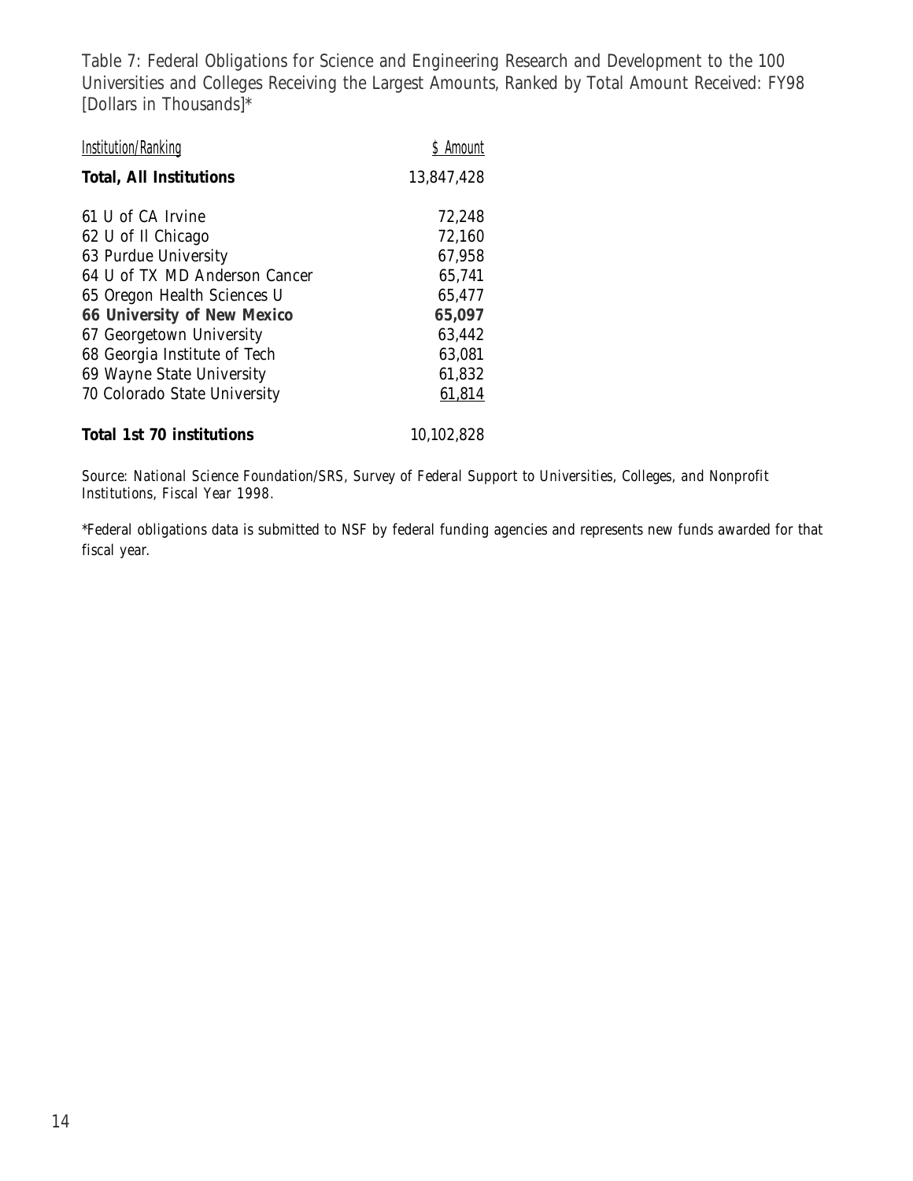Table 7: Federal Obligations for Science and Engineering Research and Development to the 100 Universities and Colleges Receiving the Largest Amounts, Ranked by Total Amount Received: FY98 [Dollars in Thousands]*

| *Institution/Ranking* | *$ Amount* |
|---|---|
| **Total, All Institutions** | 13,847,428 |
| 61 U of CA Irvine | 72,248 |
| 62 U of Il Chicago | 72,160 |
| 63 Purdue University | 67,958 |
| 64 U of TX MD Anderson Cancer | 65,741 |
| 65 Oregon Health Sciences U | 65,477 |
| **66 University of New Mexico** | **65,097** |
| 67 Georgetown University | 63,442 |
| 68 Georgia Institute of Tech | 63,081 |
| 69 Wayne State University | 61,832 |
| 70 Colorado State University | 61,814 |
| **Total 1st 70 institutions** | 10,102,828 |

*Source: National Science Foundation/SRS, Survey of Federal Support to Universities, Colleges, and Nonprofit Institutions, Fiscal Year 1998.*

*Federal obligations data is submitted to NSF by federal funding agencies and represents new funds awarded for that fiscal year.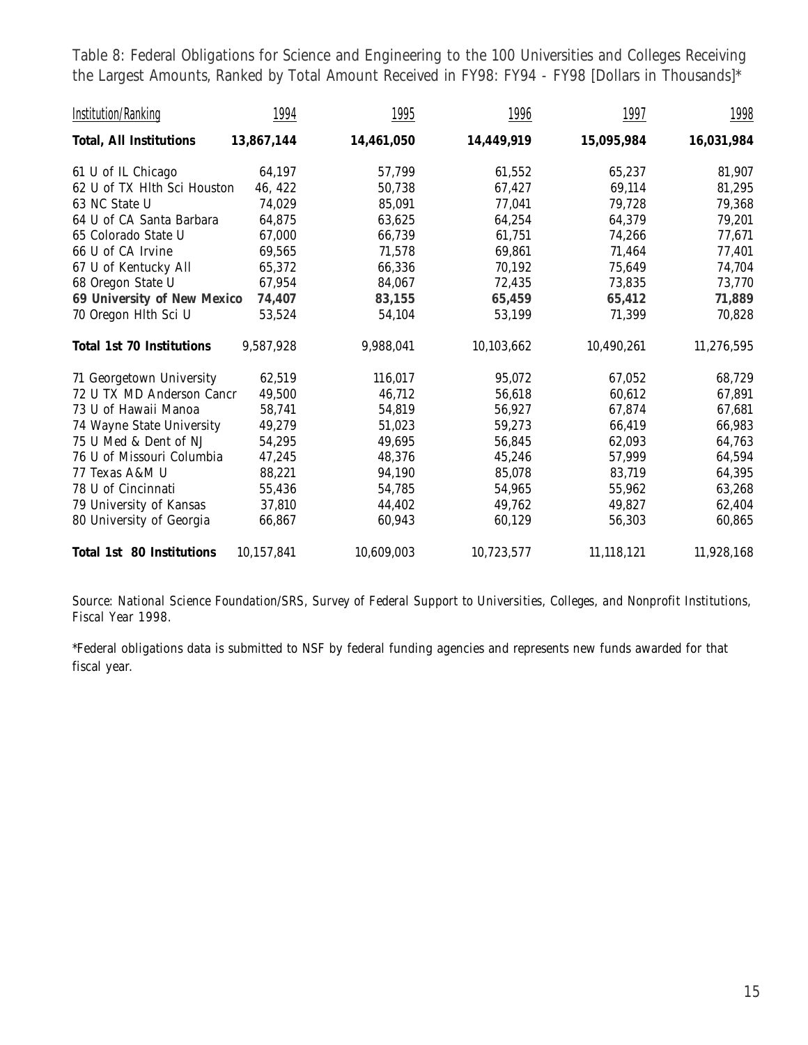Table 8: Federal Obligations for Science and Engineering to the 100 Universities and Colleges Receiving the Largest Amounts, Ranked by Total Amount Received in FY98: FY94 - FY98 [Dollars in Thousands]*

| Institution/Ranking | 1994 | 1995 | 1996 | 1997 | 1998 |
|---|---|---|---|---|---|
| **Total, All Institutions** | **13,867,144** | **14,461,050** | **14,449,919** | **15,095,984** | **16,031,984** |
| 61 U of IL Chicago | 64,197 | 57,799 | 61,552 | 65,237 | 81,907 |
| 62 U of TX Hlth Sci Houston | 46, 422 | 50,738 | 67,427 | 69,114 | 81,295 |
| 63 NC State U | 74,029 | 85,091 | 77,041 | 79,728 | 79,368 |
| 64 U of CA Santa Barbara | 64,875 | 63,625 | 64,254 | 64,379 | 79,201 |
| 65 Colorado State U | 67,000 | 66,739 | 61,751 | 74,266 | 77,671 |
| 66 U of CA Irvine | 69,565 | 71,578 | 69,861 | 71,464 | 77,401 |
| 67 U of Kentucky All | 65,372 | 66,336 | 70,192 | 75,649 | 74,704 |
| 68 Oregon State U | 67,954 | 84,067 | 72,435 | 73,835 | 73,770 |
| **69 University of New Mexico** | **74,407** | **83,155** | **65,459** | **65,412** | **71,889** |
| 70 Oregon Hlth Sci U | 53,524 | 54,104 | 53,199 | 71,399 | 70,828 |
| **Total 1st 70 Institutions** | 9,587,928 | 9,988,041 | 10,103,662 | 10,490,261 | 11,276,595 |
| 71 Georgetown University | 62,519 | 116,017 | 95,072 | 67,052 | 68,729 |
| 72 U TX MD Anderson Cancr | 49,500 | 46,712 | 56,618 | 60,612 | 67,891 |
| 73 U of Hawaii Manoa | 58,741 | 54,819 | 56,927 | 67,874 | 67,681 |
| 74 Wayne State University | 49,279 | 51,023 | 59,273 | 66,419 | 66,983 |
| 75 U Med & Dent of NJ | 54,295 | 49,695 | 56,845 | 62,093 | 64,763 |
| 76 U of Missouri Columbia | 47,245 | 48,376 | 45,246 | 57,999 | 64,594 |
| 77 Texas A&M U | 88,221 | 94,190 | 85,078 | 83,719 | 64,395 |
| 78 U of Cincinnati | 55,436 | 54,785 | 54,965 | 55,962 | 63,268 |
| 79 University of Kansas | 37,810 | 44,402 | 49,762 | 49,827 | 62,404 |
| 80 University of Georgia | 66,867 | 60,943 | 60,129 | 56,303 | 60,865 |
| **Total 1st 80 Institutions** | 10,157,841 | 10,609,003 | 10,723,577 | 11,118,121 | 11,928,168 |

Source: National Science Foundation/SRS, Survey of Federal Support to Universities, Colleges, and Nonprofit Institutions, Fiscal Year 1998.

*Federal obligations data is submitted to NSF by federal funding agencies and represents new funds awarded for that fiscal year.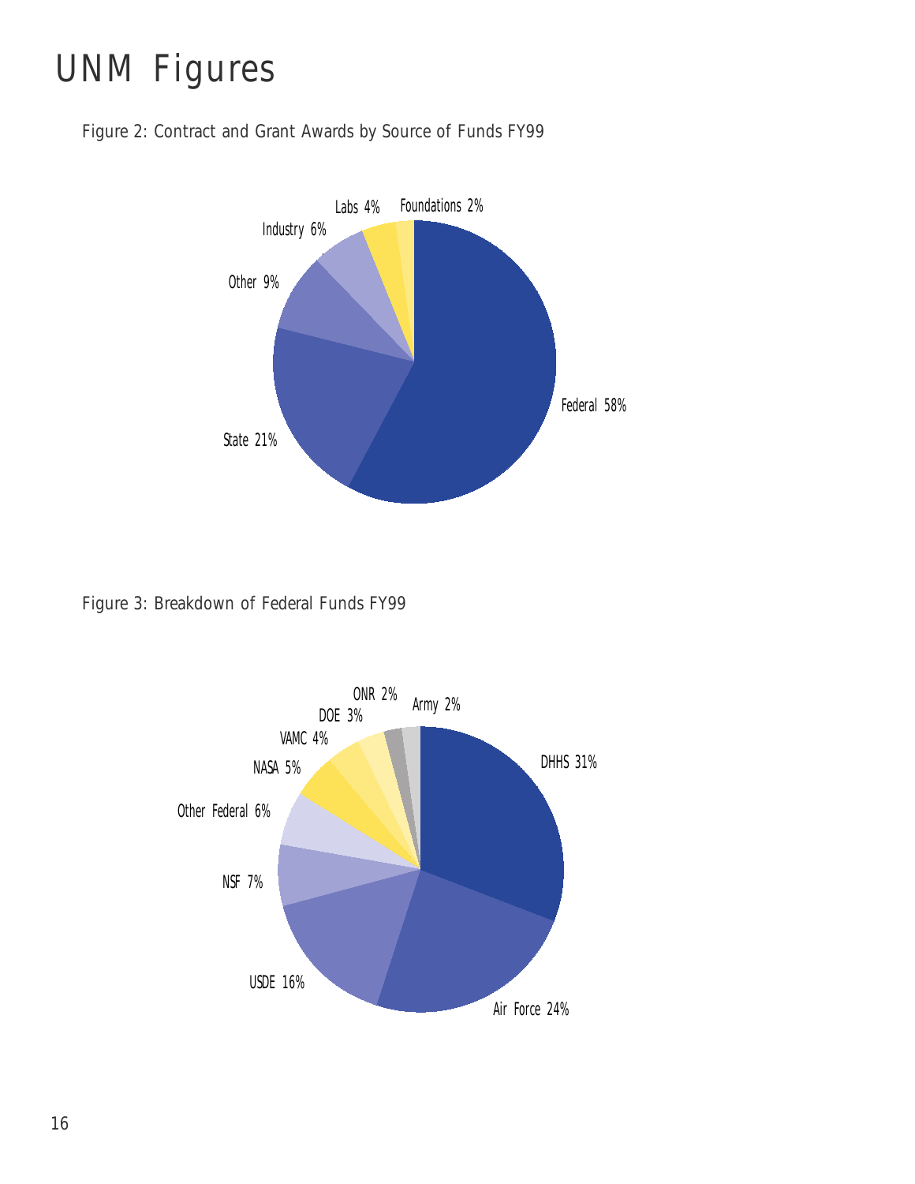# UNM Figures

Figure 2: Contract and Grant Awards by Source of Funds FY99

Federal 58%
State 21%
Other 9%
Industry 6%
Labs 4%
Foundations 2%

Figure 3: Breakdown of Federal Funds FY99

DHHS 31%
Air Force 24%
USDE 16%
NSF 7%
Other Federal 6%
NASA 5%
VAMC 4%
DOE 3%
ONR 2%
Army 2%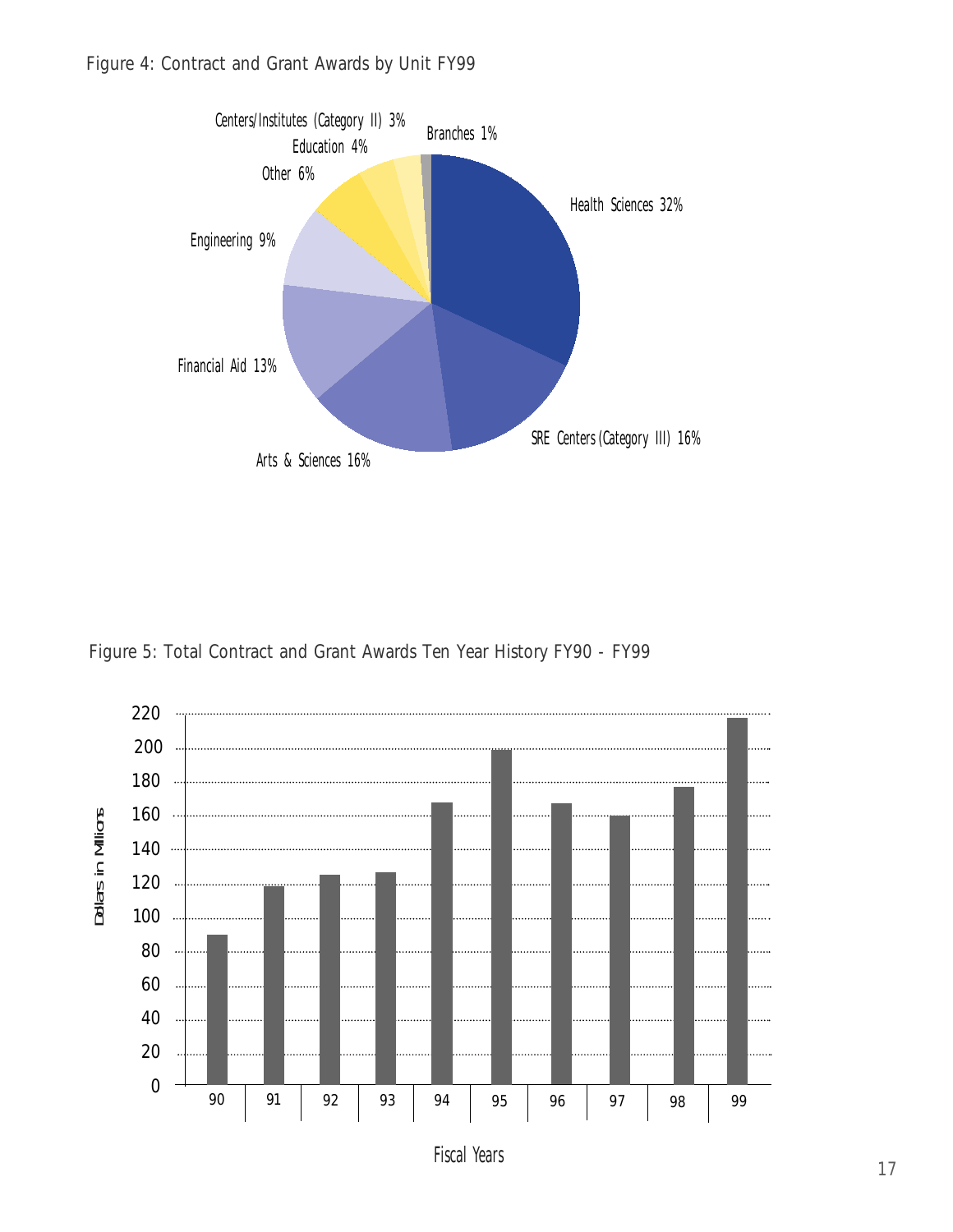Figure 4: Contract and Grant Awards by Unit FY99

| Unit | Percent |
| --- | --- |
| Health Sciences | 32% |
| SRE Centers (Category III) | 16% |
| Arts & Sciences | 16% |
| Financial Aid | 13% |
| Engineering | 9% |
| Other | 6% |
| Education | 4% |
| Centers/Institutes (Category II) | 3% |
| Branches | 1% |

Figure 5: Total Contract and Grant Awards Ten Year History FY90 - FY99

Dollars in Millions (y-axis, 0–220); Fiscal Years (x-axis): 90, 91, 92, 93, 94, 95, 96, 97, 98, 99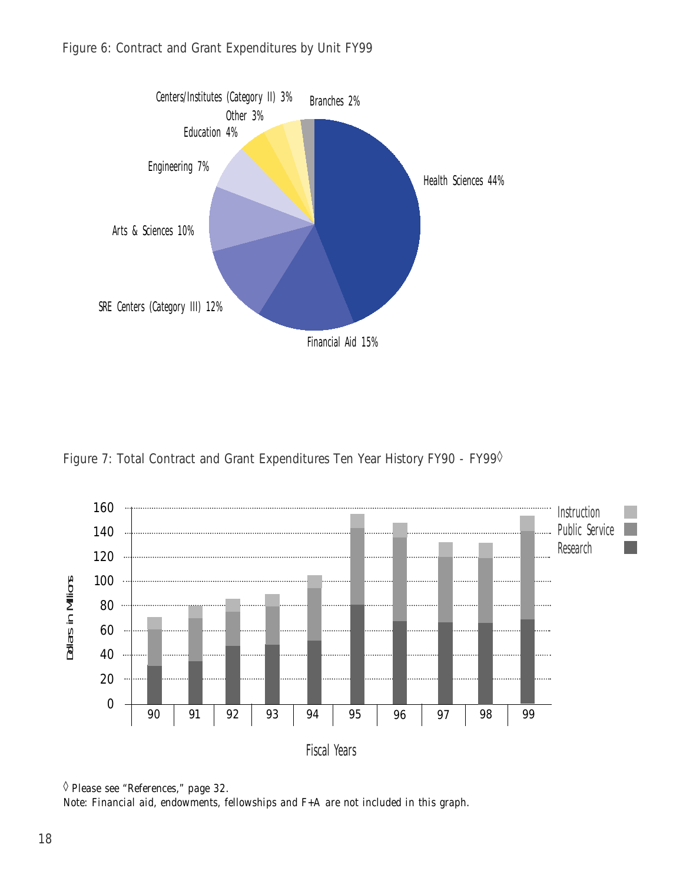Figure 6: Contract and Grant Expenditures by Unit FY99

Health Sciences 44%

Financial Aid 15%

SRE Centers (Category III) 12%

Arts & Sciences 10%

Engineering 7%

Education 4%

Other 3%

Centers/Institutes (Category II) 3%

Branches 2%

Figure 7: Total Contract and Grant Expenditures Ten Year History FY90 - FY99◊

◊ Please see "References," page 32.

Note: Financial aid, endowments, fellowships and F+A are not included in this graph.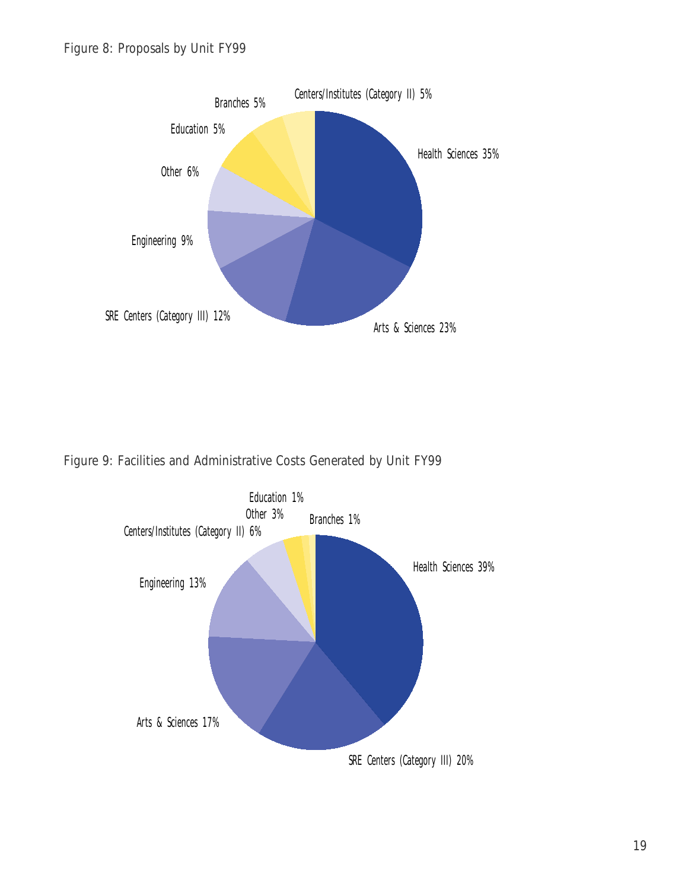Figure 8: Proposals by Unit FY99

Health Sciences 35%
Arts & Sciences 23%
SRE Centers (Category III) 12%
Engineering 9%
Other 6%
Education 5%
Branches 5%
Centers/Institutes (Category II) 5%

Figure 9: Facilities and Administrative Costs Generated by Unit FY99

Health Sciences 39%
SRE Centers (Category III) 20%
Arts & Sciences 17%
Engineering 13%
Centers/Institutes (Category II) 6%
Other 3%
Education 1%
Branches 1%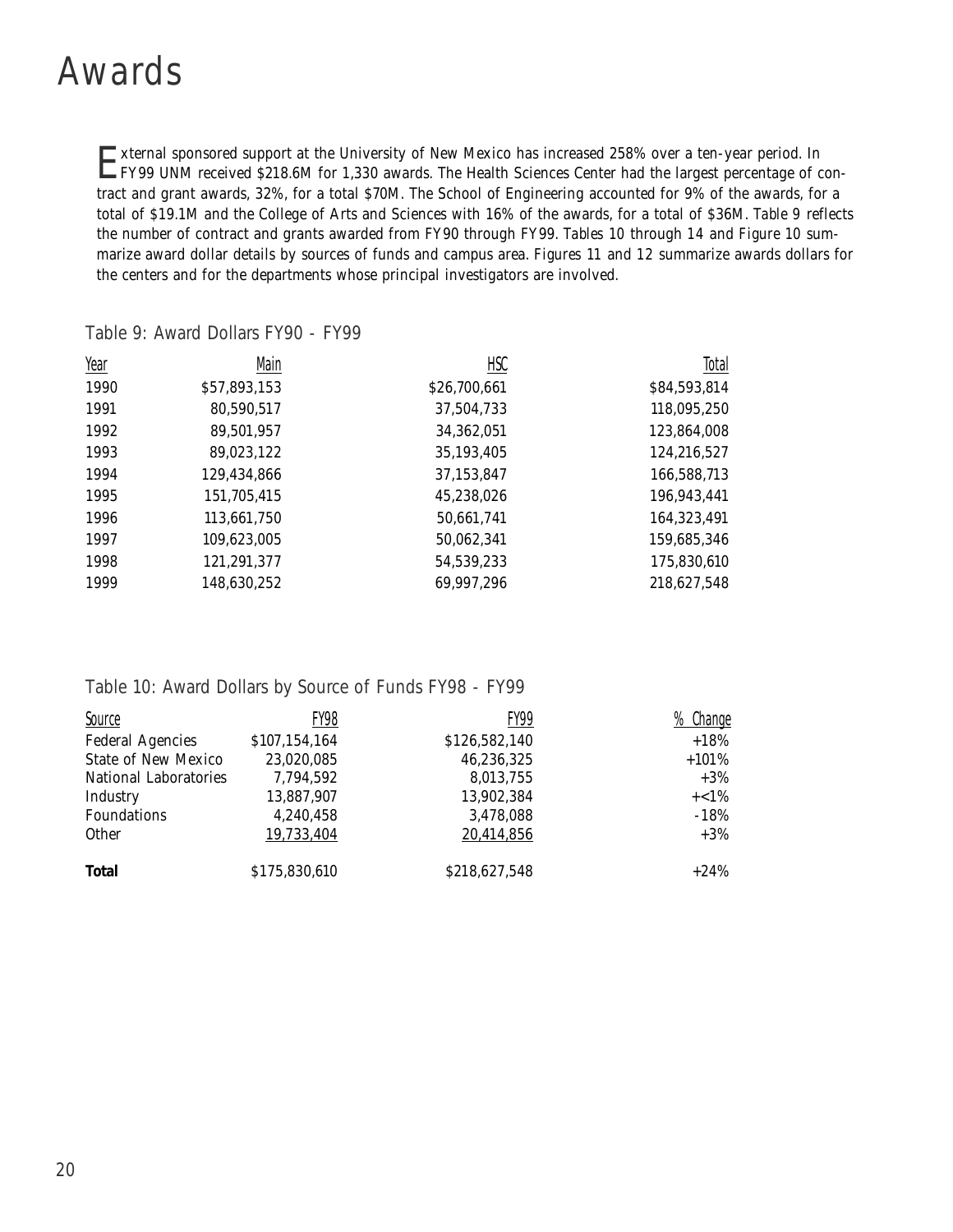# Awards

External sponsored support at the University of New Mexico has increased 258% over a ten-year period. In FY99 UNM received $218.6M for 1,330 awards. The Health Sciences Center had the largest percentage of contract and grant awards, 32%, for a total $70M. The School of Engineering accounted for 9% of the awards, for a total of $19.1M and the College of Arts and Sciences with 16% of the awards, for a total of $36M. Table 9 reflects the number of contract and grants awarded from FY90 through FY99. Tables 10 through 14 and Figure 10 summarize award dollar details by sources of funds and campus area. Figures 11 and 12 summarize awards dollars for the centers and for the departments whose principal investigators are involved.

## Table 9: Award Dollars FY90 - FY99

| Year | Main | HSC | Total |
|---|---|---|---|
| 1990 | $57,893,153 | $26,700,661 | $84,593,814 |
| 1991 | 80,590,517 | 37,504,733 | 118,095,250 |
| 1992 | 89,501,957 | 34,362,051 | 123,864,008 |
| 1993 | 89,023,122 | 35,193,405 | 124,216,527 |
| 1994 | 129,434,866 | 37,153,847 | 166,588,713 |
| 1995 | 151,705,415 | 45,238,026 | 196,943,441 |
| 1996 | 113,661,750 | 50,661,741 | 164,323,491 |
| 1997 | 109,623,005 | 50,062,341 | 159,685,346 |
| 1998 | 121,291,377 | 54,539,233 | 175,830,610 |
| 1999 | 148,630,252 | 69,997,296 | 218,627,548 |

## Table 10: Award Dollars by Source of Funds FY98 - FY99

| Source | FY98 | FY99 | % Change |
|---|---|---|---|
| Federal Agencies | $107,154,164 | $126,582,140 | +18% |
| State of New Mexico | 23,020,085 | 46,236,325 | +101% |
| National Laboratories | 7,794,592 | 8,013,755 | +3% |
| Industry | 13,887,907 | 13,902,384 | +<1% |
| Foundations | 4,240,458 | 3,478,088 | -18% |
| Other | 19,733,404 | 20,414,856 | +3% |
| **Total** | $175,830,610 | $218,627,548 | +24% |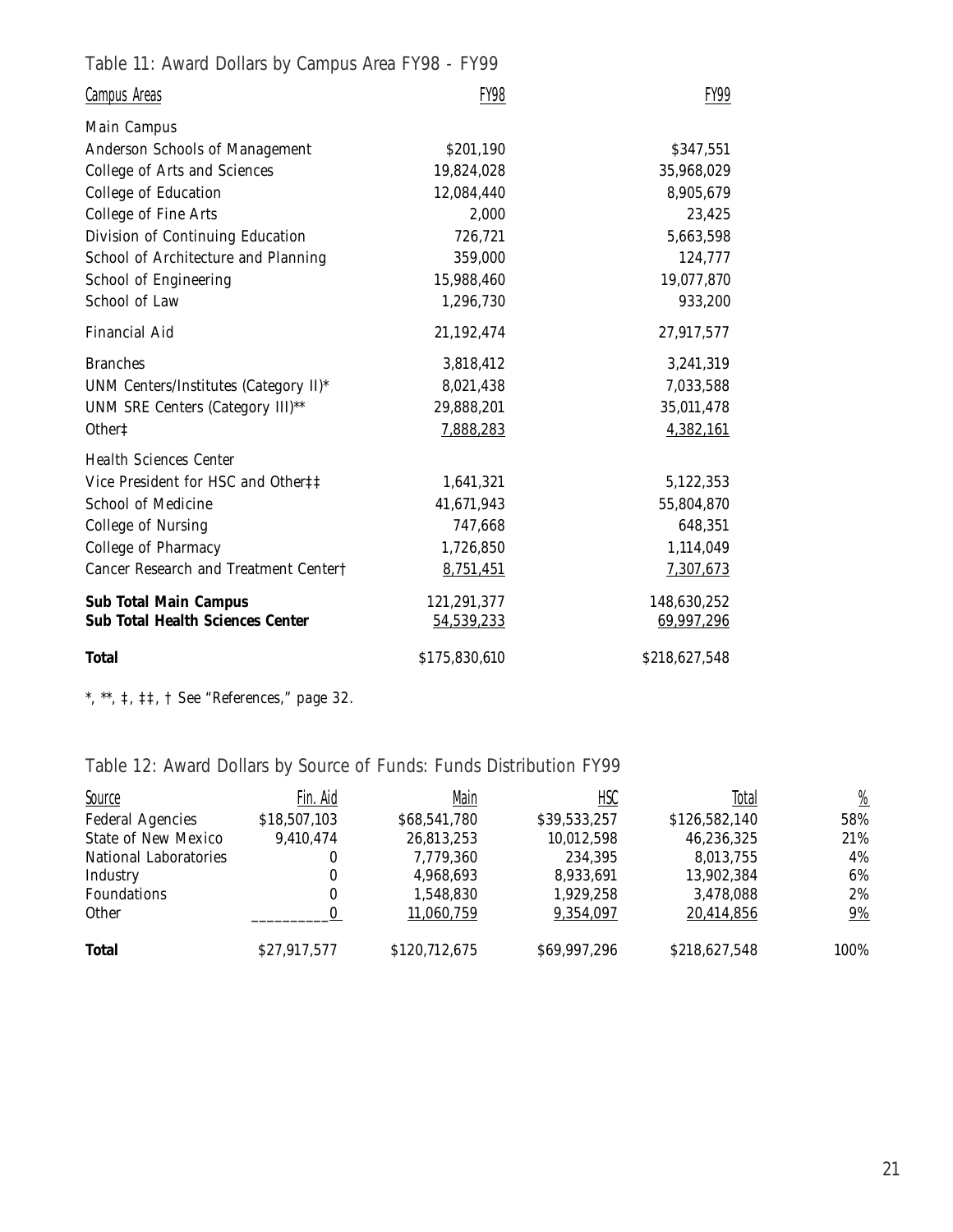## Table 11: Award Dollars by Campus Area FY98 - FY99

| Campus Areas | FY98 | FY99 |
|---|---|---|
| Main Campus | | |
| Anderson Schools of Management | $201,190 | $347,551 |
| College of Arts and Sciences | 19,824,028 | 35,968,029 |
| College of Education | 12,084,440 | 8,905,679 |
| College of Fine Arts | 2,000 | 23,425 |
| Division of Continuing Education | 726,721 | 5,663,598 |
| School of Architecture and Planning | 359,000 | 124,777 |
| School of Engineering | 15,988,460 | 19,077,870 |
| School of Law | 1,296,730 | 933,200 |
| Financial Aid | 21,192,474 | 27,917,577 |
| Branches | 3,818,412 | 3,241,319 |
| UNM Centers/Institutes (Category II)* | 8,021,438 | 7,033,588 |
| UNM SRE Centers (Category III)** | 29,888,201 | 35,011,478 |
| Other‡ | 7,888,283 | 4,382,161 |
| Health Sciences Center | | |
| Vice President for HSC and Other‡‡ | 1,641,321 | 5,122,353 |
| School of Medicine | 41,671,943 | 55,804,870 |
| College of Nursing | 747,668 | 648,351 |
| College of Pharmacy | 1,726,850 | 1,114,049 |
| Cancer Research and Treatment Center† | 8,751,451 | 7,307,673 |
| **Sub Total Main Campus** | 121,291,377 | 148,630,252 |
| **Sub Total Health Sciences Center** | 54,539,233 | 69,997,296 |
| **Total** | $175,830,610 | $218,627,548 |

*, **, ‡, ‡‡, † See "References," page 32.

## Table 12: Award Dollars by Source of Funds: Funds Distribution FY99

| Source | Fin. Aid | Main | HSC | Total | % |
|---|---|---|---|---|---|
| Federal Agencies | $18,507,103 | $68,541,780 | $39,533,257 | $126,582,140 | 58% |
| State of New Mexico | 9,410,474 | 26,813,253 | 10,012,598 | 46,236,325 | 21% |
| National Laboratories | 0 | 7,779,360 | 234,395 | 8,013,755 | 4% |
| Industry | 0 | 4,968,693 | 8,933,691 | 13,902,384 | 6% |
| Foundations | 0 | 1,548,830 | 1,929,258 | 3,478,088 | 2% |
| Other | 0 | 11,060,759 | 9,354,097 | 20,414,856 | 9% |
| **Total** | $27,917,577 | $120,712,675 | $69,997,296 | $218,627,548 | 100% |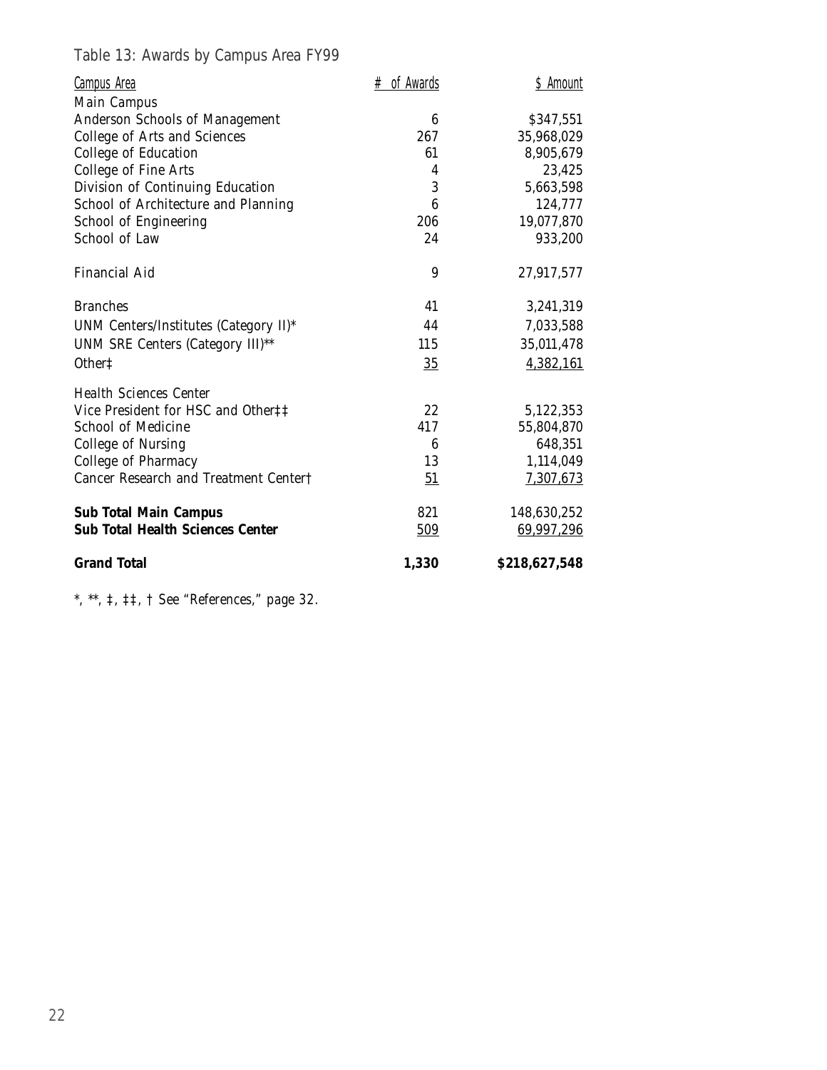Table 13: Awards by Campus Area FY99

| Campus Area | # of Awards | $ Amount |
|---|---|---|
| Main Campus | | |
| Anderson Schools of Management | 6 | $347,551 |
| College of Arts and Sciences | 267 | 35,968,029 |
| College of Education | 61 | 8,905,679 |
| College of Fine Arts | 4 | 23,425 |
| Division of Continuing Education | 3 | 5,663,598 |
| School of Architecture and Planning | 6 | 124,777 |
| School of Engineering | 206 | 19,077,870 |
| School of Law | 24 | 933,200 |
| Financial Aid | 9 | 27,917,577 |
| Branches | 41 | 3,241,319 |
| UNM Centers/Institutes (Category II)* | 44 | 7,033,588 |
| UNM SRE Centers (Category III)** | 115 | 35,011,478 |
| Other‡ | 35 | 4,382,161 |
| Health Sciences Center | | |
| Vice President for HSC and Other‡‡ | 22 | 5,122,353 |
| School of Medicine | 417 | 55,804,870 |
| College of Nursing | 6 | 648,351 |
| College of Pharmacy | 13 | 1,114,049 |
| Cancer Research and Treatment Center† | 51 | 7,307,673 |
| **Sub Total Main Campus** | 821 | 148,630,252 |
| **Sub Total Health Sciences Center** | 509 | 69,997,296 |
| **Grand Total** | **1,330** | **$218,627,548** |

*, **, ‡, ‡‡, † See "References," page 32.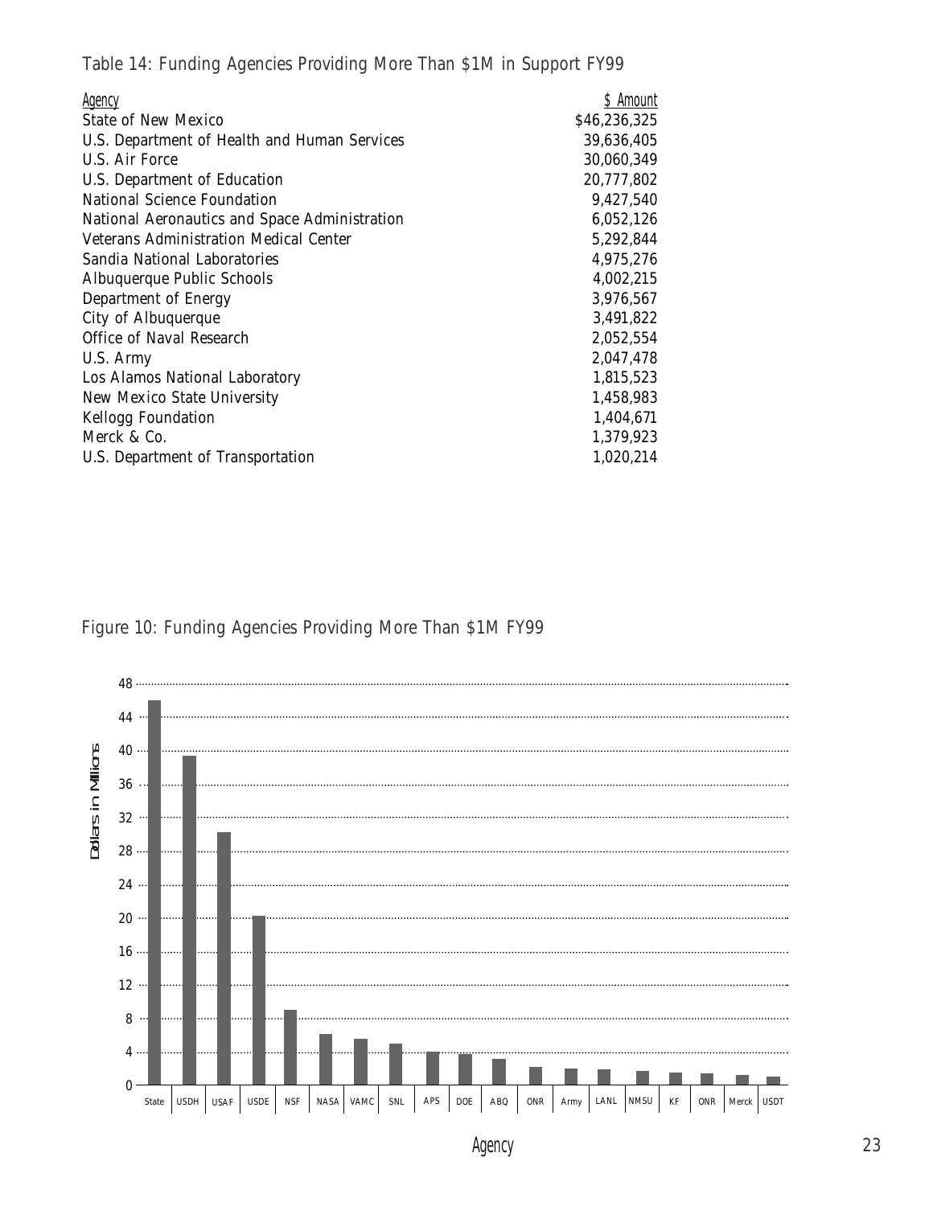Table 14: Funding Agencies Providing More Than $1M in Support FY99

| Agency | $ Amount |
|---|---|
| State of New Mexico | $46,236,325 |
| U.S. Department of Health and Human Services | 39,636,405 |
| U.S. Air Force | 30,060,349 |
| U.S. Department of Education | 20,777,802 |
| National Science Foundation | 9,427,540 |
| National Aeronautics and Space Administration | 6,052,126 |
| Veterans Administration Medical Center | 5,292,844 |
| Sandia National Laboratories | 4,975,276 |
| Albuquerque Public Schools | 4,002,215 |
| Department of Energy | 3,976,567 |
| City of Albuquerque | 3,491,822 |
| Office of Naval Research | 2,052,554 |
| U.S. Army | 2,047,478 |
| Los Alamos National Laboratory | 1,815,523 |
| New Mexico State University | 1,458,983 |
| Kellogg Foundation | 1,404,671 |
| Merck & Co. | 1,379,923 |
| U.S. Department of Transportation | 1,020,214 |

Figure 10: Funding Agencies Providing More Than $1M FY99

Dollars in Millions

0, 4, 8, 12, 16, 20, 24, 28, 32, 36, 40, 44, 48

State, USDH, USAF, USDE, NSF, NASA, VAMC, SNL, APS, DOE, ABQ, ONR, Army, LANL, NMSU, KF, ONR, Merck, USDT

Agency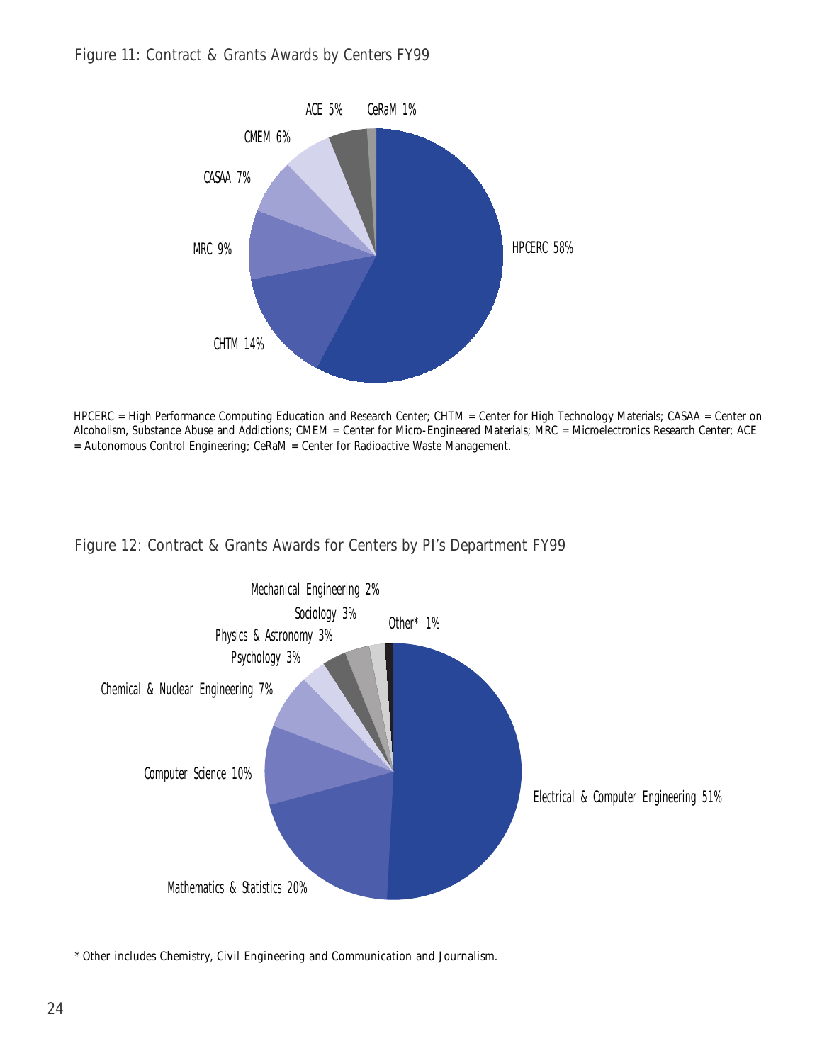Figure 11: Contract & Grants Awards by Centers FY99

| Center | Percent |
|---|---|
| HPCERC | 58% |
| CHTM | 14% |
| MRC | 9% |
| CASAA | 7% |
| CMEM | 6% |
| ACE | 5% |
| CeRaM | 1% |

HPCERC = High Performance Computing Education and Research Center; CHTM = Center for High Technology Materials; CASAA = Center on Alcoholism, Substance Abuse and Addictions; CMEM = Center for Micro-Engineered Materials; MRC = Microelectronics Research Center; ACE = Autonomous Control Engineering; CeRaM = Center for Radioactive Waste Management.

Figure 12: Contract & Grants Awards for Centers by PI's Department FY99

| Department | Percent |
|---|---|
| Electrical & Computer Engineering | 51% |
| Mathematics & Statistics | 20% |
| Computer Science | 10% |
| Chemical & Nuclear Engineering | 7% |
| Psychology | 3% |
| Physics & Astronomy | 3% |
| Sociology | 3% |
| Mechanical Engineering | 2% |
| Other* | 1% |

* Other includes Chemistry, Civil Engineering and Communication and Journalism.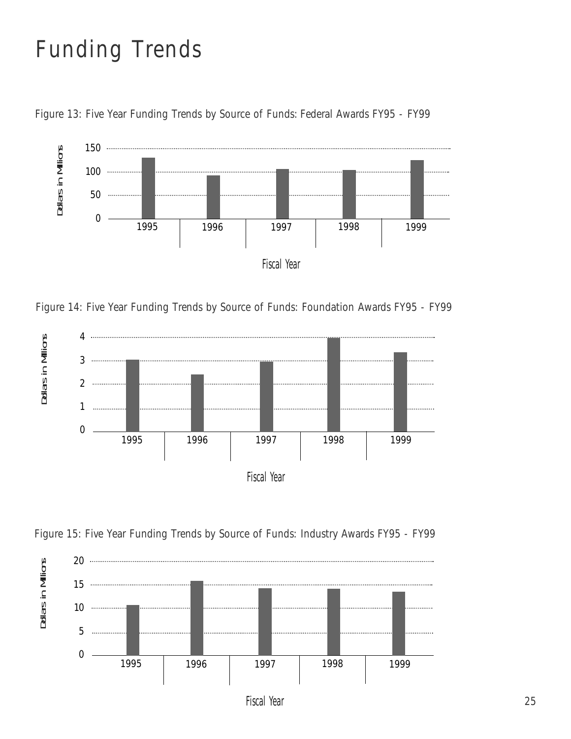# Funding Trends

Figure 13: Five Year Funding Trends by Source of Funds: Federal Awards FY95 - FY99

Figure 14: Five Year Funding Trends by Source of Funds: Foundation Awards FY95 - FY99

Figure 15: Five Year Funding Trends by Source of Funds: Industry Awards FY95 - FY99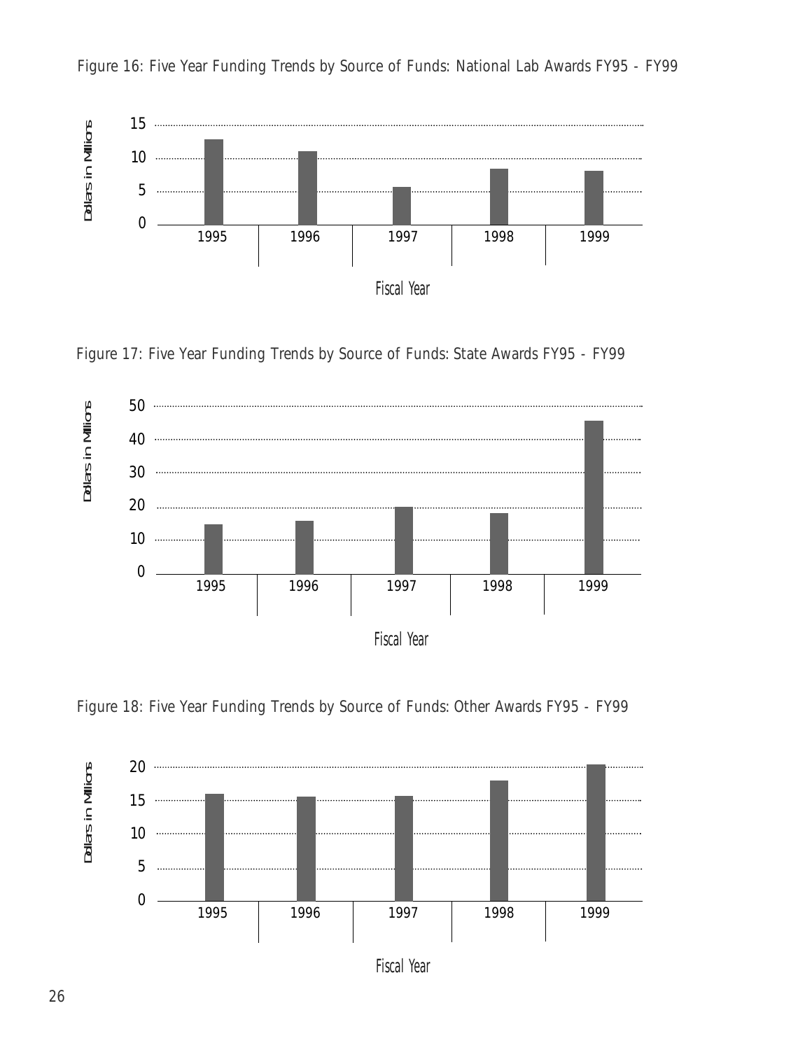Figure 16: Five Year Funding Trends by Source of Funds: National Lab Awards FY95 - FY99

Figure 17: Five Year Funding Trends by Source of Funds: State Awards FY95 - FY99

Figure 18: Five Year Funding Trends by Source of Funds: Other Awards FY95 - FY99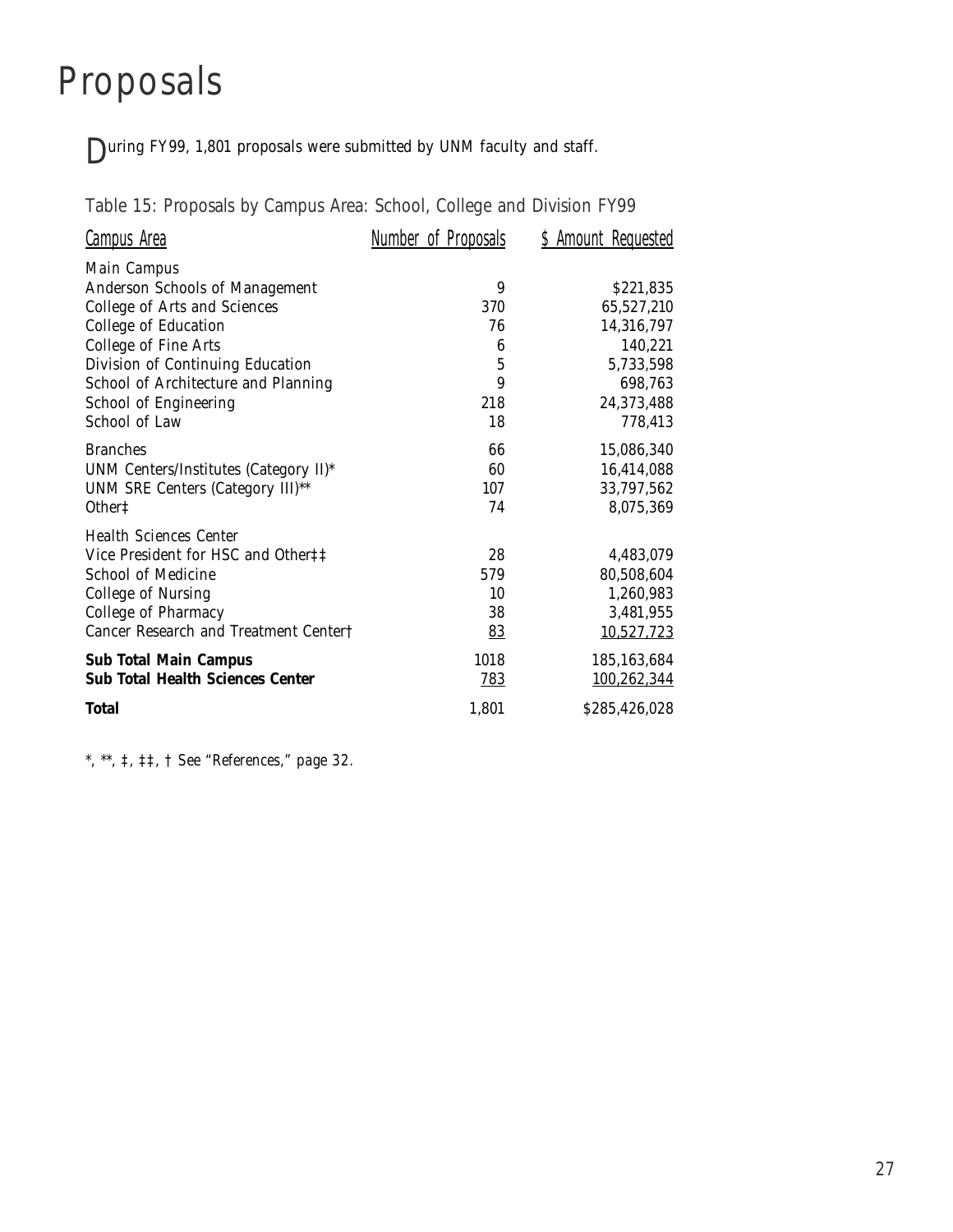# Proposals

During FY99, 1,801 proposals were submitted by UNM faculty and staff.

Table 15: Proposals by Campus Area: School, College and Division FY99

| Campus Area | Number of Proposals | $ Amount Requested |
|---|---|---|
| Main Campus | | |
| Anderson Schools of Management | 9 | $221,835 |
| College of Arts and Sciences | 370 | 65,527,210 |
| College of Education | 76 | 14,316,797 |
| College of Fine Arts | 6 | 140,221 |
| Division of Continuing Education | 5 | 5,733,598 |
| School of Architecture and Planning | 9 | 698,763 |
| School of Engineering | 218 | 24,373,488 |
| School of Law | 18 | 778,413 |
| Branches | 66 | 15,086,340 |
| UNM Centers/Institutes (Category II)* | 60 | 16,414,088 |
| UNM SRE Centers (Category III)** | 107 | 33,797,562 |
| Other‡ | 74 | 8,075,369 |
| Health Sciences Center | | |
| Vice President for HSC and Other‡‡ | 28 | 4,483,079 |
| School of Medicine | 579 | 80,508,604 |
| College of Nursing | 10 | 1,260,983 |
| College of Pharmacy | 38 | 3,481,955 |
| Cancer Research and Treatment Center† | 83 | 10,527,723 |
| **Sub Total Main Campus** | 1018 | 185,163,684 |
| **Sub Total Health Sciences Center** | 783 | 100,262,344 |
| **Total** | 1,801 | $285,426,028 |

*, **, ‡, ‡‡, † See "References," page 32.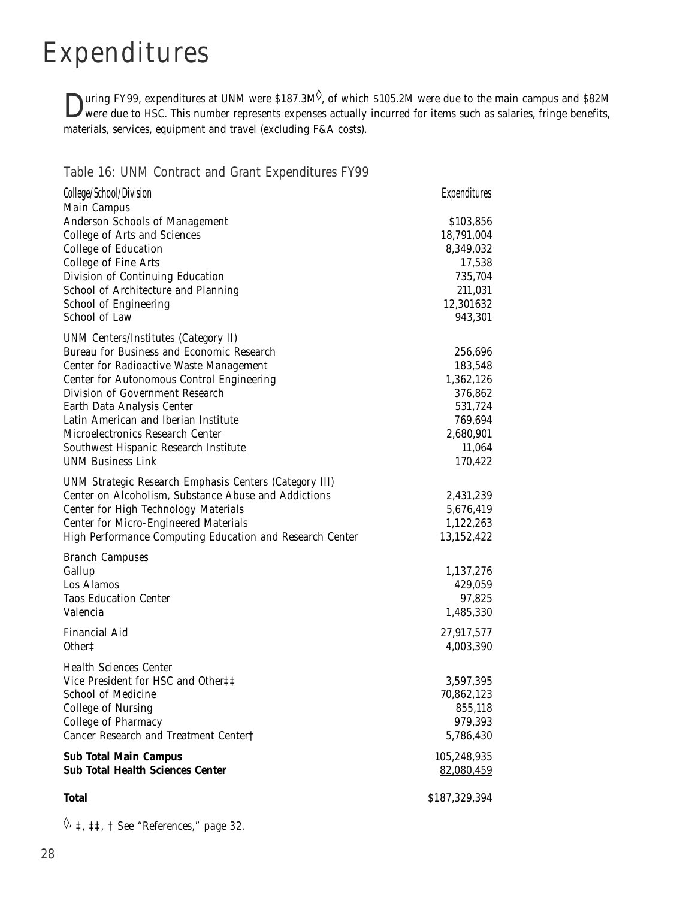# Expenditures

During FY99, expenditures at UNM were $187.3M◊, of which $105.2M were due to the main campus and $82M were due to HSC. This number represents expenses actually incurred for items such as salaries, fringe benefits, materials, services, equipment and travel (excluding F&A costs).

Table 16: UNM Contract and Grant Expenditures FY99

| College/School/Division | Expenditures |
|---|---|
| Main Campus | |
| Anderson Schools of Management | $103,856 |
| College of Arts and Sciences | 18,791,004 |
| College of Education | 8,349,032 |
| College of Fine Arts | 17,538 |
| Division of Continuing Education | 735,704 |
| School of Architecture and Planning | 211,031 |
| School of Engineering | 12,301632 |
| School of Law | 943,301 |
| UNM Centers/Institutes (Category II) | |
| Bureau for Business and Economic Research | 256,696 |
| Center for Radioactive Waste Management | 183,548 |
| Center for Autonomous Control Engineering | 1,362,126 |
| Division of Government Research | 376,862 |
| Earth Data Analysis Center | 531,724 |
| Latin American and Iberian Institute | 769,694 |
| Microelectronics Research Center | 2,680,901 |
| Southwest Hispanic Research Institute | 11,064 |
| UNM Business Link | 170,422 |
| UNM Strategic Research Emphasis Centers (Category III) | |
| Center on Alcoholism, Substance Abuse and Addictions | 2,431,239 |
| Center for High Technology Materials | 5,676,419 |
| Center for Micro-Engineered Materials | 1,122,263 |
| High Performance Computing Education and Research Center | 13,152,422 |
| Branch Campuses | |
| Gallup | 1,137,276 |
| Los Alamos | 429,059 |
| Taos Education Center | 97,825 |
| Valencia | 1,485,330 |
| Financial Aid | 27,917,577 |
| Other‡ | 4,003,390 |
| Health Sciences Center | |
| Vice President for HSC and Other‡‡ | 3,597,395 |
| School of Medicine | 70,862,123 |
| College of Nursing | 855,118 |
| College of Pharmacy | 979,393 |
| Cancer Research and Treatment Center† | 5,786,430 |
| **Sub Total Main Campus** | 105,248,935 |
| **Sub Total Health Sciences Center** | 82,080,459 |
| **Total** | $187,329,394 |

◊, ‡, ‡‡, † See "References," page 32.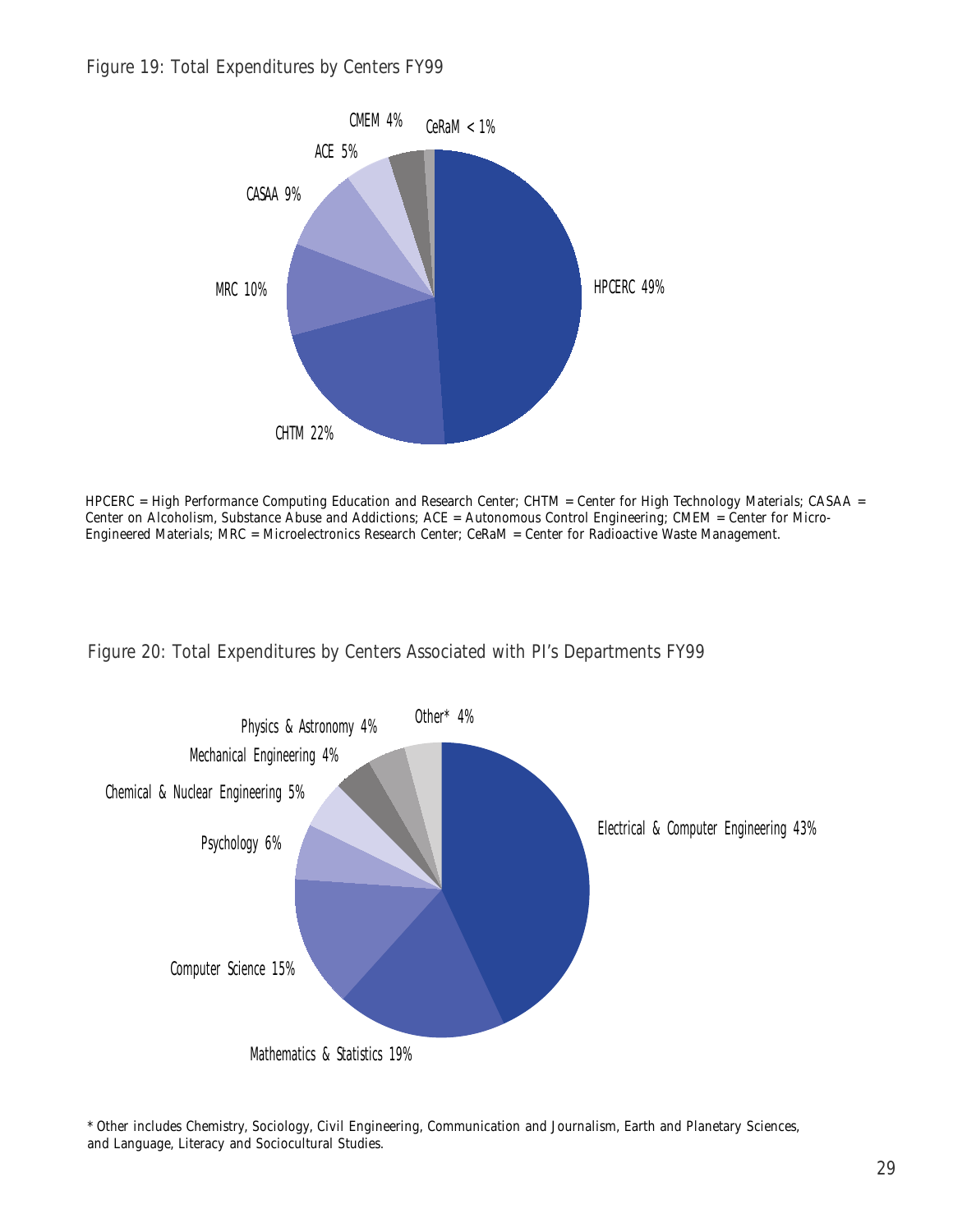Figure 19: Total Expenditures by Centers FY99

CMEM 4%
CeRaM < 1%
ACE 5%
CASAA 9%
MRC 10%
HPCERC 49%
CHTM 22%

HPCERC = High Performance Computing Education and Research Center; CHTM = Center for High Technology Materials; CASAA = Center on Alcoholism, Substance Abuse and Addictions; ACE = Autonomous Control Engineering; CMEM = Center for Micro-Engineered Materials; MRC = Microelectronics Research Center; CeRaM = Center for Radioactive Waste Management.

Figure 20: Total Expenditures by Centers Associated with PI's Departments FY99

Physics & Astronomy 4%
Other* 4%
Mechanical Engineering 4%
Chemical & Nuclear Engineering 5%
Psychology 6%
Electrical & Computer Engineering 43%
Computer Science 15%
Mathematics & Statistics 19%

* Other includes Chemistry, Sociology, Civil Engineering, Communication and Journalism, Earth and Planetary Sciences, and Language, Literacy and Sociocultural Studies.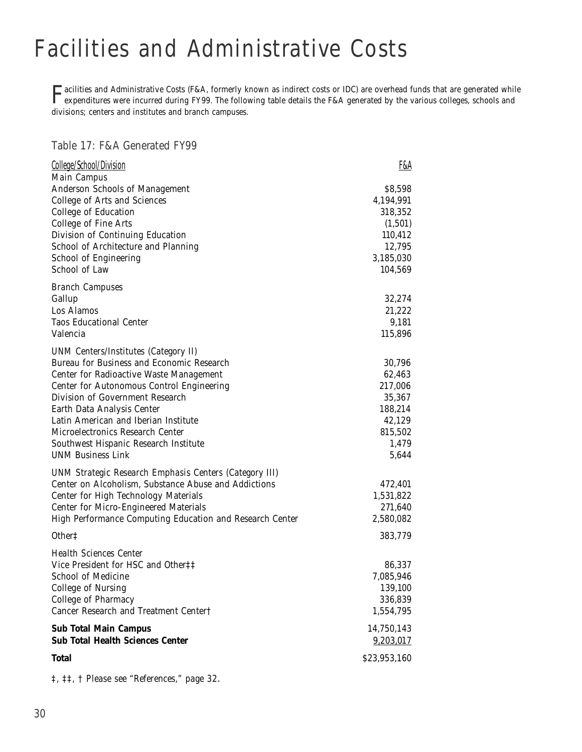# Facilities and Administrative Costs

Facilities and Administrative Costs (F&A, formerly known as indirect costs or IDC) are overhead funds that are generated while expenditures were incurred during FY99. The following table details the F&A generated by the various colleges, schools and divisions; centers and institutes and branch campuses.

## Table 17: F&A Generated FY99

| College/School/Division | F&A |
|---|---|
| Main Campus | |
| Anderson Schools of Management | $8,598 |
| College of Arts and Sciences | 4,194,991 |
| College of Education | 318,352 |
| College of Fine Arts | (1,501) |
| Division of Continuing Education | 110,412 |
| School of Architecture and Planning | 12,795 |
| School of Engineering | 3,185,030 |
| School of Law | 104,569 |
| Branch Campuses | |
| Gallup | 32,274 |
| Los Alamos | 21,222 |
| Taos Educational Center | 9,181 |
| Valencia | 115,896 |
| UNM Centers/Institutes (Category II) | |
| Bureau for Business and Economic Research | 30,796 |
| Center for Radioactive Waste Management | 62,463 |
| Center for Autonomous Control Engineering | 217,006 |
| Division of Government Research | 35,367 |
| Earth Data Analysis Center | 188,214 |
| Latin American and Iberian Institute | 42,129 |
| Microelectronics Research Center | 815,502 |
| Southwest Hispanic Research Institute | 1,479 |
| UNM Business Link | 5,644 |
| UNM Strategic Research Emphasis Centers (Category III) | |
| Center on Alcoholism, Substance Abuse and Addictions | 472,401 |
| Center for High Technology Materials | 1,531,822 |
| Center for Micro-Engineered Materials | 271,640 |
| High Performance Computing Education and Research Center | 2,580,082 |
| Other‡ | 383,779 |
| Health Sciences Center | |
| Vice President for HSC and Other‡‡ | 86,337 |
| School of Medicine | 7,085,946 |
| College of Nursing | 139,100 |
| College of Pharmacy | 336,839 |
| Cancer Research and Treatment Center† | 1,554,795 |
| **Sub Total Main Campus** | 14,750,143 |
| **Sub Total Health Sciences Center** | 9,203,017 |
| **Total** | $23,953,160 |

‡, ‡‡, † Please see "References," page 32.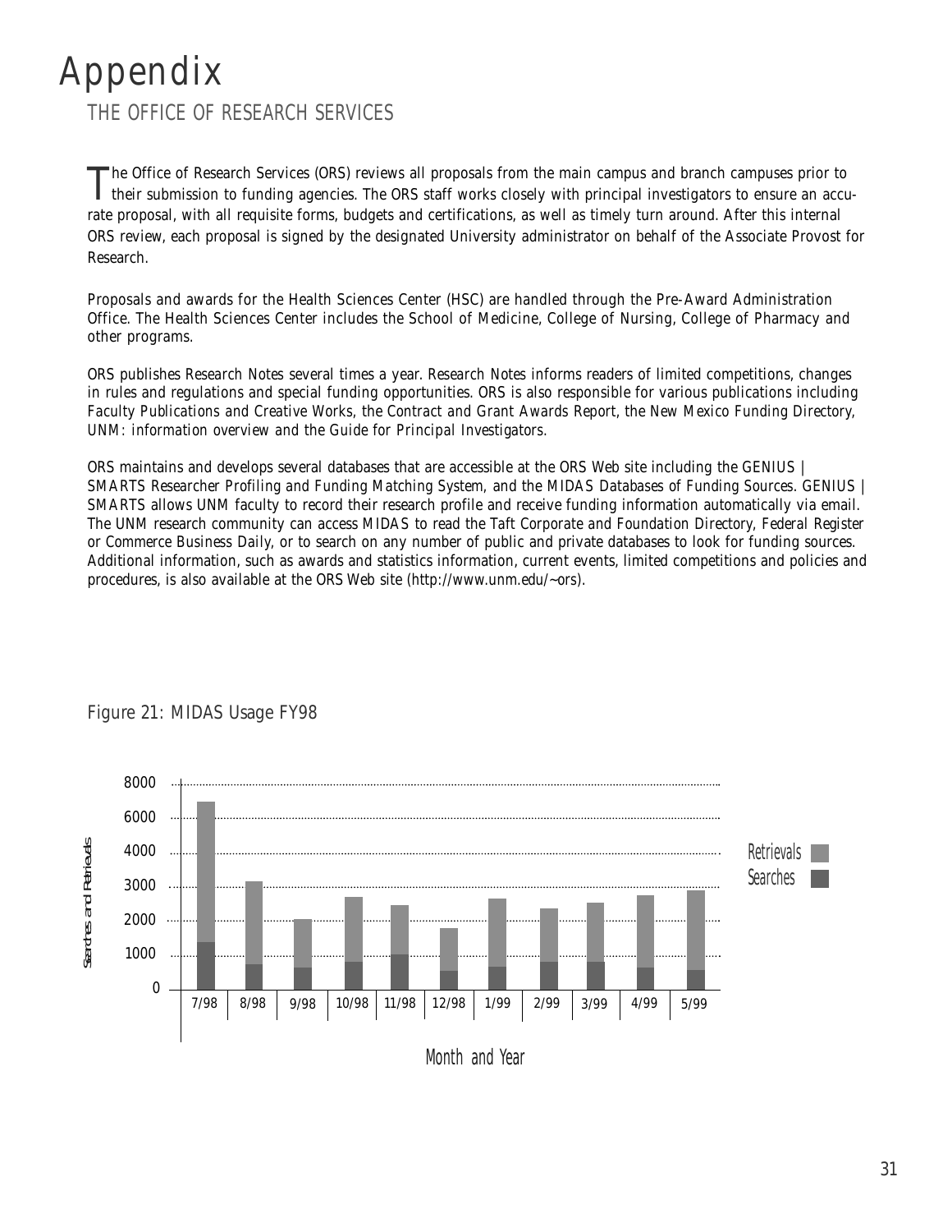# Appendix

## THE OFFICE OF RESEARCH SERVICES

The Office of Research Services (ORS) reviews all proposals from the main campus and branch campuses prior to their submission to funding agencies. The ORS staff works closely with principal investigators to ensure an accurate proposal, with all requisite forms, budgets and certifications, as well as timely turn around. After this internal ORS review, each proposal is signed by the designated University administrator on behalf of the Associate Provost for Research.

Proposals and awards for the Health Sciences Center (HSC) are handled through the Pre-Award Administration Office. The Health Sciences Center includes the School of Medicine, College of Nursing, College of Pharmacy and other programs.

ORS publishes Research Notes several times a year. Research Notes informs readers of limited competitions, changes in rules and regulations and special funding opportunities. ORS is also responsible for various publications including *Faculty Publications and Creative Works*, the *Contract and Grant Awards Report*, the *New Mexico Funding Directory*, *UNM: information overview* and the *Guide for Principal Investigators*.

ORS maintains and develops several databases that are accessible at the ORS Web site including the GENIUS | SMARTS Researcher Profiling and Funding Matching System, and the MIDAS Databases of Funding Sources. GENIUS | SMARTS allows UNM faculty to record their research profile and receive funding information automatically via email. The UNM research community can access MIDAS to read the *Taft Corporate and Foundation Directory*, *Federal Register* or *Commerce Business Daily*, or to search on any number of public and private databases to look for funding sources. Additional information, such as awards and statistics information, current events, limited competitions and policies and procedures, is also available at the ORS Web site (http://www.unm.edu/~ors).

Figure 21: MIDAS Usage FY98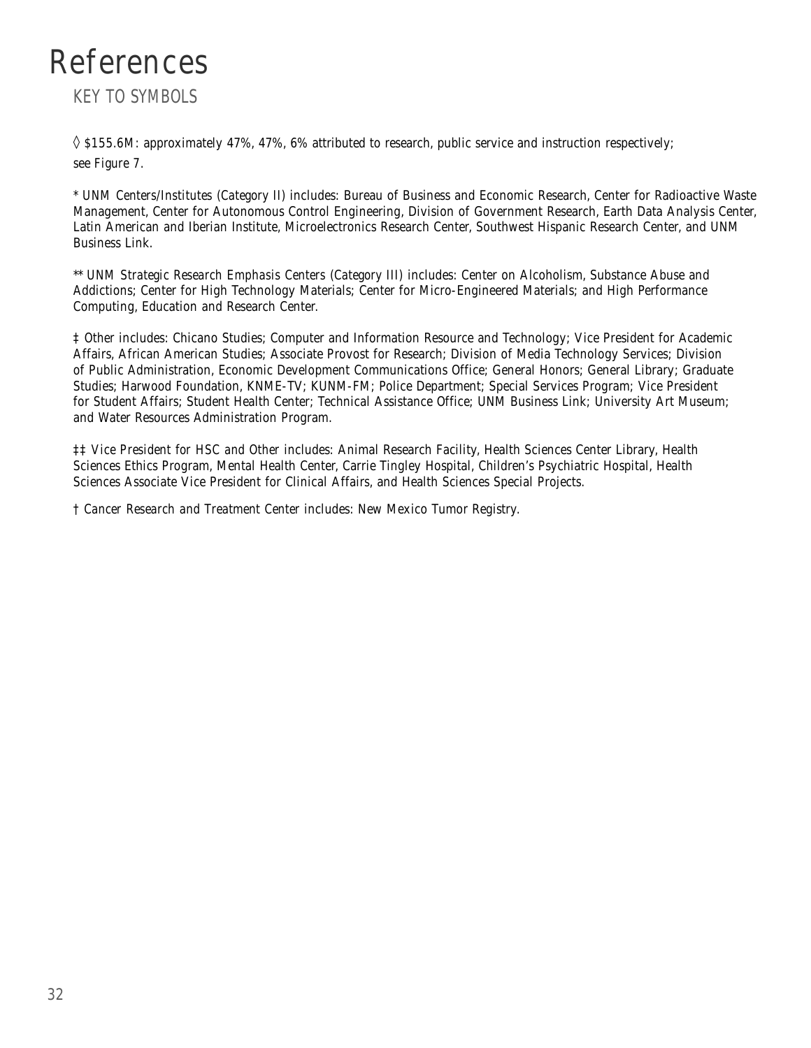# References

## KEY TO SYMBOLS

◊ $155.6M: approximately 47%, 47%, 6% attributed to research, public service and instruction respectively; see Figure 7.

* UNM Centers/Institutes (Category II) includes: Bureau of Business and Economic Research, Center for Radioactive Waste Management, Center for Autonomous Control Engineering, Division of Government Research, Earth Data Analysis Center, Latin American and Iberian Institute, Microelectronics Research Center, Southwest Hispanic Research Center, and UNM Business Link.

** UNM Strategic Research Emphasis Centers (Category III) includes: Center on Alcoholism, Substance Abuse and Addictions; Center for High Technology Materials; Center for Micro-Engineered Materials; and High Performance Computing, Education and Research Center.

‡ Other includes: Chicano Studies; Computer and Information Resource and Technology; Vice President for Academic Affairs, African American Studies; Associate Provost for Research; Division of Media Technology Services; Division of Public Administration, Economic Development Communications Office; General Honors; General Library; Graduate Studies; Harwood Foundation, KNME-TV; KUNM-FM; Police Department; Special Services Program; Vice President for Student Affairs; Student Health Center; Technical Assistance Office; UNM Business Link; University Art Museum; and Water Resources Administration Program.

‡‡ Vice President for HSC and Other includes: Animal Research Facility, Health Sciences Center Library, Health Sciences Ethics Program, Mental Health Center, Carrie Tingley Hospital, Children's Psychiatric Hospital, Health Sciences Associate Vice President for Clinical Affairs, and Health Sciences Special Projects.

† Cancer Research and Treatment Center includes: New Mexico Tumor Registry.